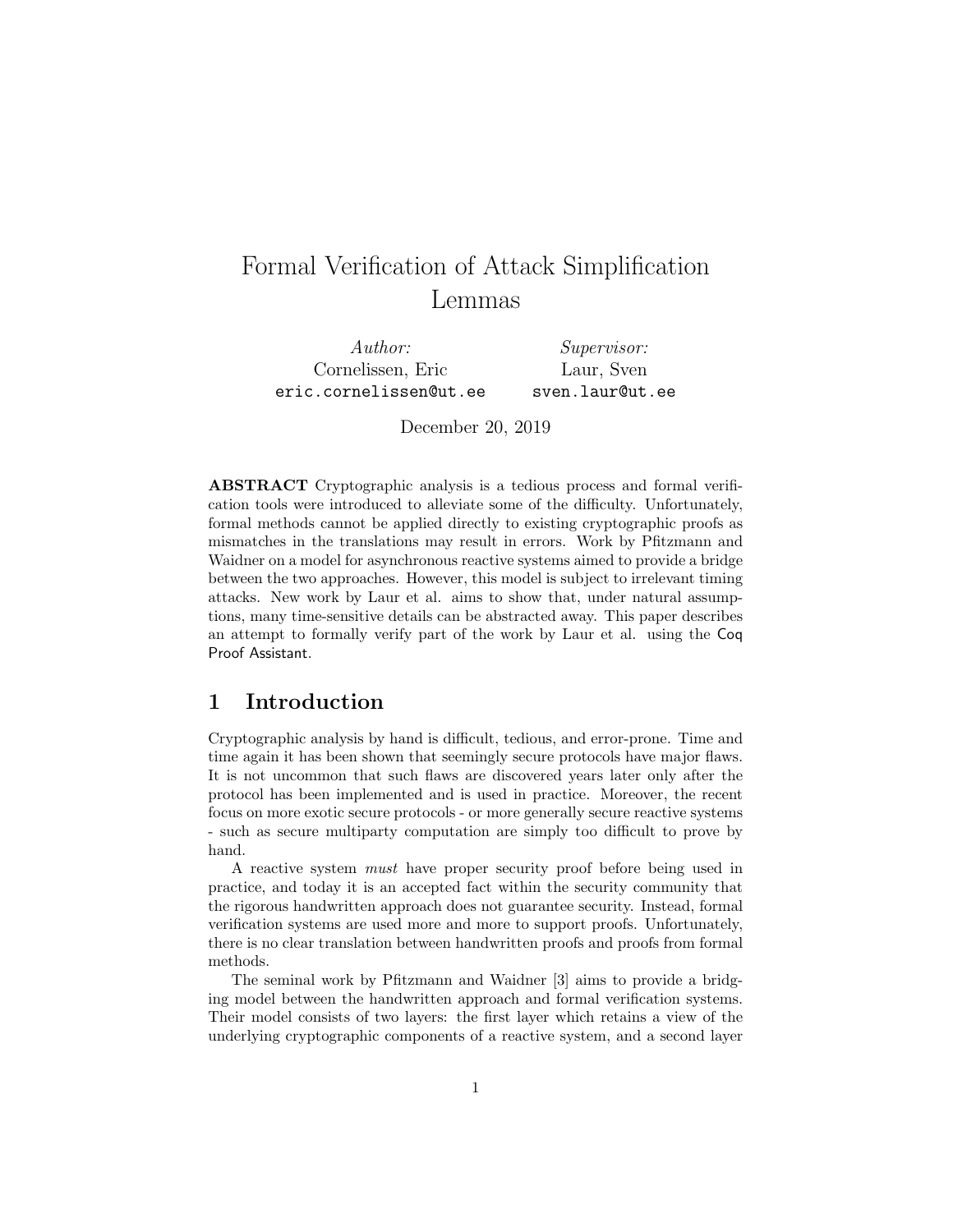# Formal Verification of Attack Simplification Lemmas

*Author:*
Cornelissen, Eric
`eric.cornelissen@ut.ee`

*Supervisor:*
Laur, Sven
`sven.laur@ut.ee`

December 20, 2019

**ABSTRACT** Cryptographic analysis is a tedious process and formal verification tools were introduced to alleviate some of the difficulty. Unfortunately, formal methods cannot be applied directly to existing cryptographic proofs as mismatches in the translations may result in errors. Work by Pfitzmann and Waidner on a model for asynchronous reactive systems aimed to provide a bridge between the two approaches. However, this model is subject to irrelevant timing attacks. New work by Laur et al. aims to show that, under natural assumptions, many time-sensitive details can be abstracted away. This paper describes an attempt to formally verify part of the work by Laur et al. using the Coq Proof Assistant.

## 1 Introduction

Cryptographic analysis by hand is difficult, tedious, and error-prone. Time and time again it has been shown that seemingly secure protocols have major flaws. It is not uncommon that such flaws are discovered years later only after the protocol has been implemented and is used in practice. Moreover, the recent focus on more exotic secure protocols - or more generally secure reactive systems - such as secure multiparty computation are simply too difficult to prove by hand.

A reactive system *must* have proper security proof before being used in practice, and today it is an accepted fact within the security community that the rigorous handwritten approach does not guarantee security. Instead, formal verification systems are used more and more to support proofs. Unfortunately, there is no clear translation between handwritten proofs and proofs from formal methods.

The seminal work by Pfitzmann and Waidner [3] aims to provide a bridging model between the handwritten approach and formal verification systems. Their model consists of two layers: the first layer which retains a view of the underlying cryptographic components of a reactive system, and a second layer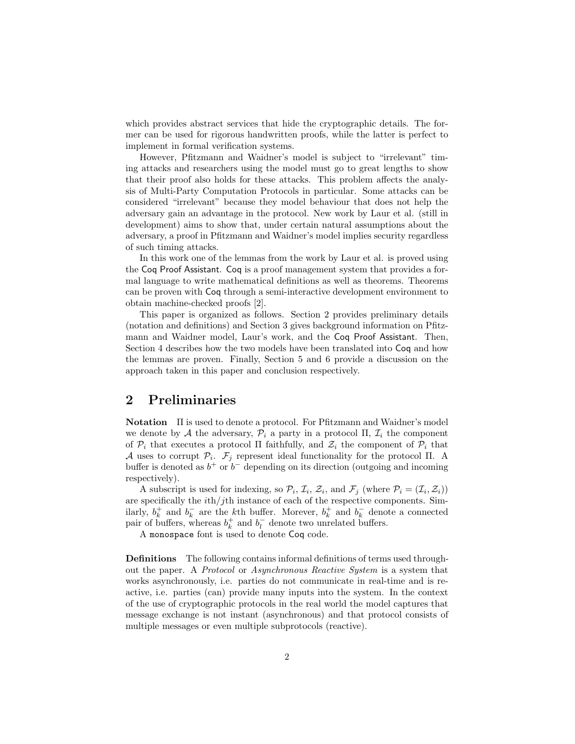which provides abstract services that hide the cryptographic details. The former can be used for rigorous handwritten proofs, while the latter is perfect to implement in formal verification systems.

However, Pfitzmann and Waidner's model is subject to "irrelevant" timing attacks and researchers using the model must go to great lengths to show that their proof also holds for these attacks. This problem affects the analysis of Multi-Party Computation Protocols in particular. Some attacks can be considered "irrelevant" because they model behaviour that does not help the adversary gain an advantage in the protocol. New work by Laur et al. (still in development) aims to show that, under certain natural assumptions about the adversary, a proof in Pfitzmann and Waidner's model implies security regardless of such timing attacks.

In this work one of the lemmas from the work by Laur et al. is proved using the Coq Proof Assistant. Coq is a proof management system that provides a formal language to write mathematical definitions as well as theorems. Theorems can be proven with Coq through a semi-interactive development environment to obtain machine-checked proofs [2].

This paper is organized as follows. Section 2 provides preliminary details (notation and definitions) and Section 3 gives background information on Pfitzmann and Waidner model, Laur's work, and the Coq Proof Assistant. Then, Section 4 describes how the two models have been translated into Coq and how the lemmas are proven. Finally, Section 5 and 6 provide a discussion on the approach taken in this paper and conclusion respectively.

## 2 Preliminaries

**Notation** $\Pi$ is used to denote a protocol. For Pfitzmann and Waidner's model we denote by $\mathcal{A}$ the adversary, $\mathcal{P}_i$ a party in a protocol $\Pi$, $\mathcal{I}_i$ the component of $\mathcal{P}_i$ that executes a protocol $\Pi$ faithfully, and $\mathcal{Z}_i$ the component of $\mathcal{P}_i$ that $\mathcal{A}$ uses to corrupt $\mathcal{P}_i$. $\mathcal{F}_j$ represent ideal functionality for the protocol $\Pi$. A buffer is denoted as $b^+$ or $b^-$ depending on its direction (outgoing and incoming respectively).

A subscript is used for indexing, so $\mathcal{P}_i$, $\mathcal{I}_i$, $\mathcal{Z}_i$, and $\mathcal{F}_j$ (where $\mathcal{P}_i = (\mathcal{I}_i, \mathcal{Z}_i)$) are specifically the $i$th/$j$th instance of each of the respective components. Similarly, $b_k^+$ and $b_k^-$ are the $k$th buffer. Morever, $b_k^+$ and $b_k^-$ denote a connected pair of buffers, whereas $b_k^+$ and $b_l^-$ denote two unrelated buffers.

A `monospace` font is used to denote Coq code.

**Definitions** The following contains informal definitions of terms used throughout the paper. A *Protocol* or *Asynchronous Reactive System* is a system that works asynchronously, i.e. parties do not communicate in real-time and is reactive, i.e. parties (can) provide many inputs into the system. In the context of the use of cryptographic protocols in the real world the model captures that message exchange is not instant (asynchronous) and that protocol consists of multiple messages or even multiple subprotocols (reactive).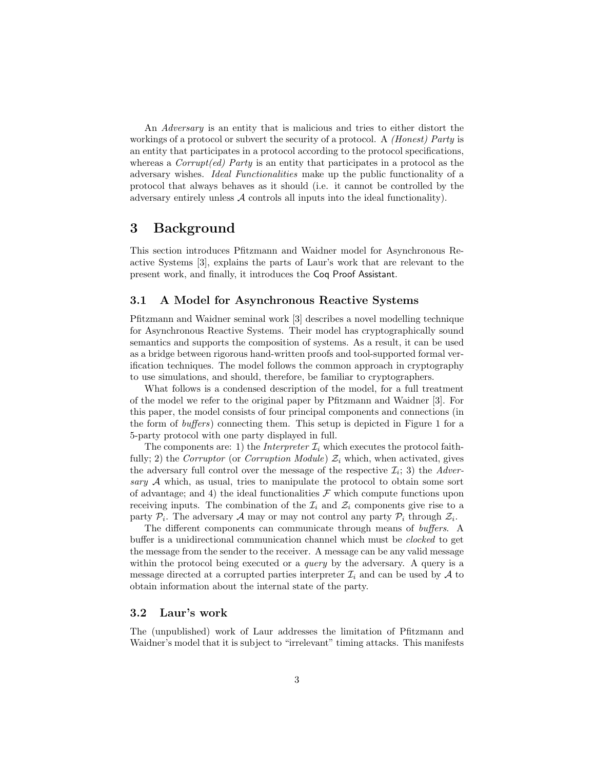An *Adversary* is an entity that is malicious and tries to either distort the workings of a protocol or subvert the security of a protocol. A *(Honest) Party* is an entity that participates in a protocol according to the protocol specifications, whereas a *Corrupt(ed) Party* is an entity that participates in a protocol as the adversary wishes. *Ideal Functionalities* make up the public functionality of a protocol that always behaves as it should (i.e. it cannot be controlled by the adversary entirely unless $\mathcal{A}$ controls all inputs into the ideal functionality).

# 3 Background

This section introduces Pfitzmann and Waidner model for Asynchronous Reactive Systems [3], explains the parts of Laur's work that are relevant to the present work, and finally, it introduces the Coq Proof Assistant.

## 3.1 A Model for Asynchronous Reactive Systems

Pfitzmann and Waidner seminal work [3] describes a novel modelling technique for Asynchronous Reactive Systems. Their model has cryptographically sound semantics and supports the composition of systems. As a result, it can be used as a bridge between rigorous hand-written proofs and tool-supported formal verification techniques. The model follows the common approach in cryptography to use simulations, and should, therefore, be familiar to cryptographers.

What follows is a condensed description of the model, for a full treatment of the model we refer to the original paper by Pfitzmann and Waidner [3]. For this paper, the model consists of four principal components and connections (in the form of *buffers*) connecting them. This setup is depicted in Figure 1 for a 5-party protocol with one party displayed in full.

The components are: 1) the *Interpreter* $\mathcal{I}_i$ which executes the protocol faithfully; 2) the *Corruptor* (or *Corruption Module*) $\mathcal{Z}_i$ which, when activated, gives the adversary full control over the message of the respective $\mathcal{I}_i$; 3) the *Adversary* $\mathcal{A}$ which, as usual, tries to manipulate the protocol to obtain some sort of advantage; and 4) the ideal functionalities $\mathcal{F}$ which compute functions upon receiving inputs. The combination of the $\mathcal{I}_i$ and $\mathcal{Z}_i$ components give rise to a party $\mathcal{P}_i$. The adversary $\mathcal{A}$ may or may not control any party $\mathcal{P}_i$ through $\mathcal{Z}_i$.

The different components can communicate through means of *buffers*. A buffer is a unidirectional communication channel which must be *clocked* to get the message from the sender to the receiver. A message can be any valid message within the protocol being executed or a *query* by the adversary. A query is a message directed at a corrupted parties interpreter $\mathcal{I}_i$ and can be used by $\mathcal{A}$ to obtain information about the internal state of the party.

## 3.2 Laur's work

The (unpublished) work of Laur addresses the limitation of Pfitzmann and Waidner's model that it is subject to "irrelevant" timing attacks. This manifests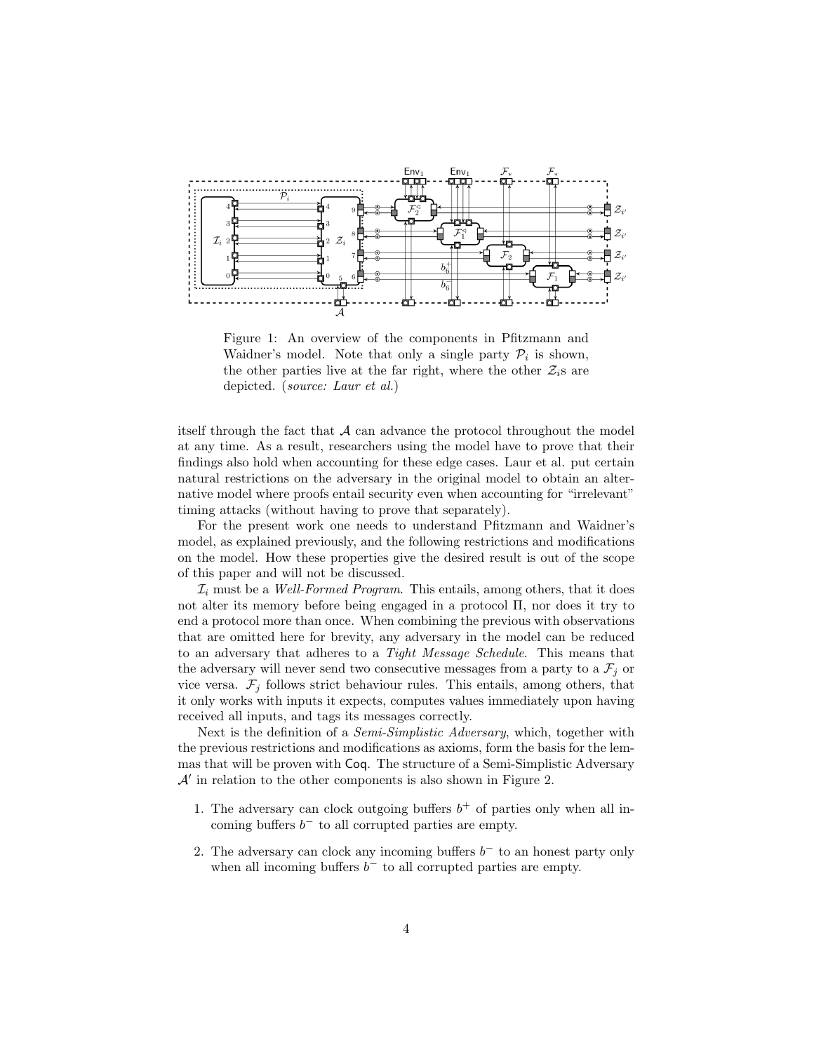Figure 1: An overview of the components in Pfitzmann and Waidner's model. Note that only a single party $\mathcal{P}_i$ is shown, the other parties live at the far right, where the other $\mathcal{Z}_i$s are depicted. (*source: Laur et al.*)

itself through the fact that $\mathcal{A}$ can advance the protocol throughout the model at any time. As a result, researchers using the model have to prove that their findings also hold when accounting for these edge cases. Laur et al. put certain natural restrictions on the adversary in the original model to obtain an alternative model where proofs entail security even when accounting for "irrelevant" timing attacks (without having to prove that separately).

For the present work one needs to understand Pfitzmann and Waidner's model, as explained previously, and the following restrictions and modifications on the model. How these properties give the desired result is out of the scope of this paper and will not be discussed.

$\mathcal{I}_i$ must be a *Well-Formed Program*. This entails, among others, that it does not alter its memory before being engaged in a protocol $\Pi$, nor does it try to end a protocol more than once. When combining the previous with observations that are omitted here for brevity, any adversary in the model can be reduced to an adversary that adheres to a *Tight Message Schedule*. This means that the adversary will never send two consecutive messages from a party to a $\mathcal{F}_j$ or vice versa. $\mathcal{F}_j$ follows strict behaviour rules. This entails, among others, that it only works with inputs it expects, computes values immediately upon having received all inputs, and tags its messages correctly.

Next is the definition of a *Semi-Simplistic Adversary*, which, together with the previous restrictions and modifications as axioms, form the basis for the lemmas that will be proven with Coq. The structure of a Semi-Simplistic Adversary $\mathcal{A}'$ in relation to the other components is also shown in Figure 2.

1. The adversary can clock outgoing buffers $b^+$ of parties only when all incoming buffers $b^-$ to all corrupted parties are empty.
2. The adversary can clock any incoming buffers $b^-$ to an honest party only when all incoming buffers $b^-$ to all corrupted parties are empty.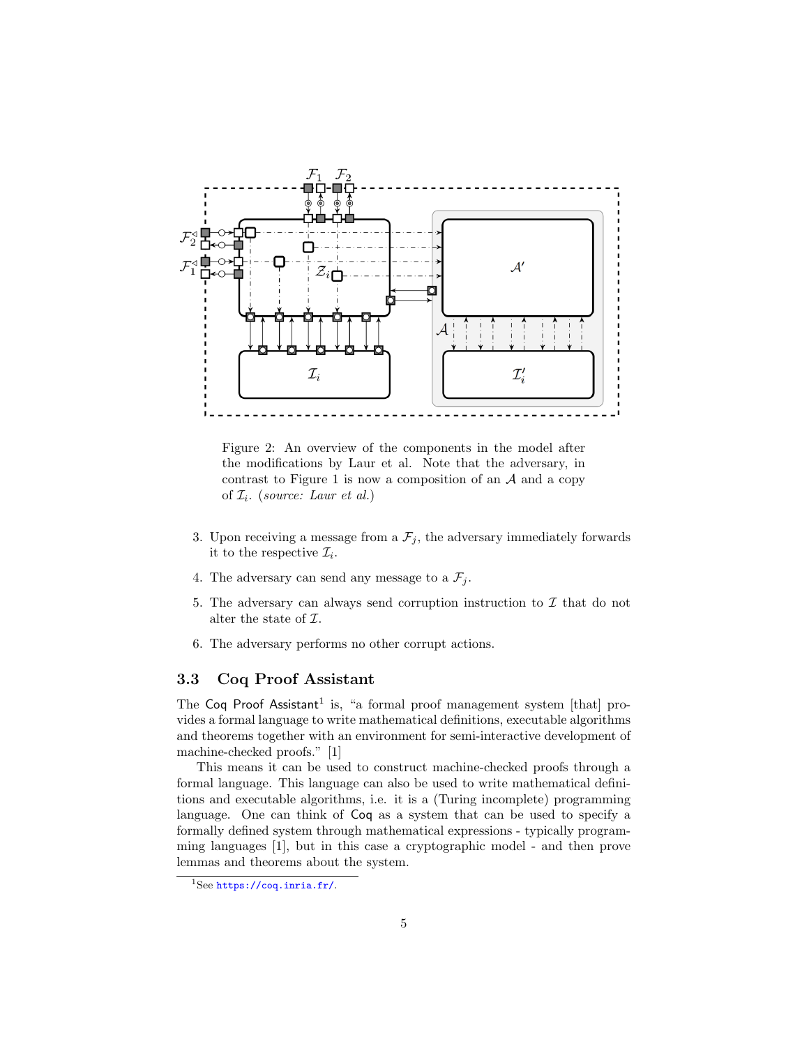Figure 2: An overview of the components in the model after the modifications by Laur et al. Note that the adversary, in contrast to Figure 1 is now a composition of an $\mathcal{A}$ and a copy of $\mathcal{I}_i$. (*source: Laur et al.*)

3. Upon receiving a message from a $\mathcal{F}_j$, the adversary immediately forwards it to the respective $\mathcal{I}_i$.
4. The adversary can send any message to a $\mathcal{F}_j$.
5. The adversary can always send corruption instruction to $\mathcal{I}$ that do not alter the state of $\mathcal{I}$.
6. The adversary performs no other corrupt actions.

### 3.3 Coq Proof Assistant

The Coq Proof Assistant[1] is, "a formal proof management system [that] provides a formal language to write mathematical definitions, executable algorithms and theorems together with an environment for semi-interactive development of machine-checked proofs." [1]

This means it can be used to construct machine-checked proofs through a formal language. This language can also be used to write mathematical definitions and executable algorithms, i.e. it is a (Turing incomplete) programming language. One can think of Coq as a system that can be used to specify a formally defined system through mathematical expressions - typically programming languages [1], but in this case a cryptographic model - and then prove lemmas and theorems about the system.

[1] See https://coq.inria.fr/.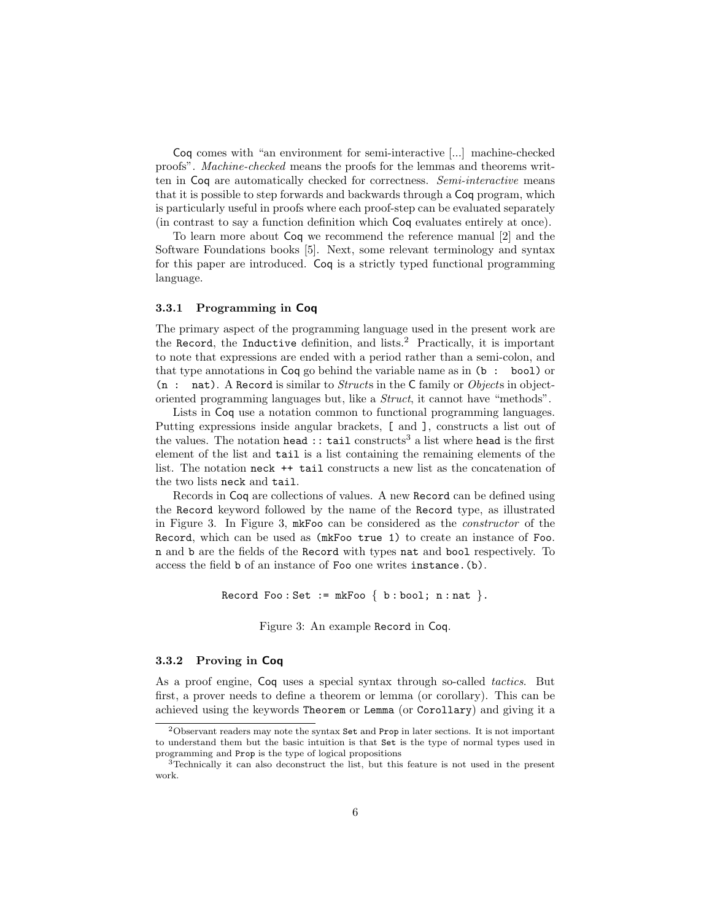Coq comes with "an environment for semi-interactive [...] machine-checked proofs". *Machine-checked* means the proofs for the lemmas and theorems written in Coq are automatically checked for correctness. *Semi-interactive* means that it is possible to step forwards and backwards through a Coq program, which is particularly useful in proofs where each proof-step can be evaluated separately (in contrast to say a function definition which Coq evaluates entirely at once).

To learn more about Coq we recommend the reference manual [2] and the Software Foundations books [5]. Next, some relevant terminology and syntax for this paper are introduced. Coq is a strictly typed functional programming language.

### 3.3.1 Programming in Coq

The primary aspect of the programming language used in the present work are the `Record`, the `Inductive` definition, and lists.[2] Practically, it is important to note that expressions are ended with a period rather than a semi-colon, and that type annotations in Coq go behind the variable name as in `(b : bool)` or `(n : nat)`. A `Record` is similar to *Struct*s in the C family or *Object*s in object-oriented programming languages but, like a *Struct*, it cannot have "methods".

Lists in Coq use a notation common to functional programming languages. Putting expressions inside angular brackets, `[` and `]`, constructs a list out of the values. The notation `head :: tail` constructs[3] a list where `head` is the first element of the list and `tail` is a list containing the remaining elements of the list. The notation `neck ++ tail` constructs a new list as the concatenation of the two lists `neck` and `tail`.

Records in Coq are collections of values. A new `Record` can be defined using the `Record` keyword followed by the name of the `Record` type, as illustrated in Figure 3. In Figure 3, `mkFoo` can be considered as the *constructor* of the `Record`, which can be used as `(mkFoo true 1)` to create an instance of `Foo`. `n` and `b` are the fields of the `Record` with types `nat` and `bool` respectively. To access the field `b` of an instance of `Foo` one writes `instance.(b)`.

```
Record Foo : Set := mkFoo { b : bool; n : nat }.
```

Figure 3: An example `Record` in Coq.

### 3.3.2 Proving in Coq

As a proof engine, Coq uses a special syntax through so-called *tactics*. But first, a prover needs to define a theorem or lemma (or corollary). This can be achieved using the keywords `Theorem` or `Lemma` (or `Corollary`) and giving it a

---

[2] Observant readers may note the syntax `Set` and `Prop` in later sections. It is not important to understand them but the basic intuition is that `Set` is the type of normal types used in programming and `Prop` is the type of logical propositions

[3] Technically it can also deconstruct the list, but this feature is not used in the present work.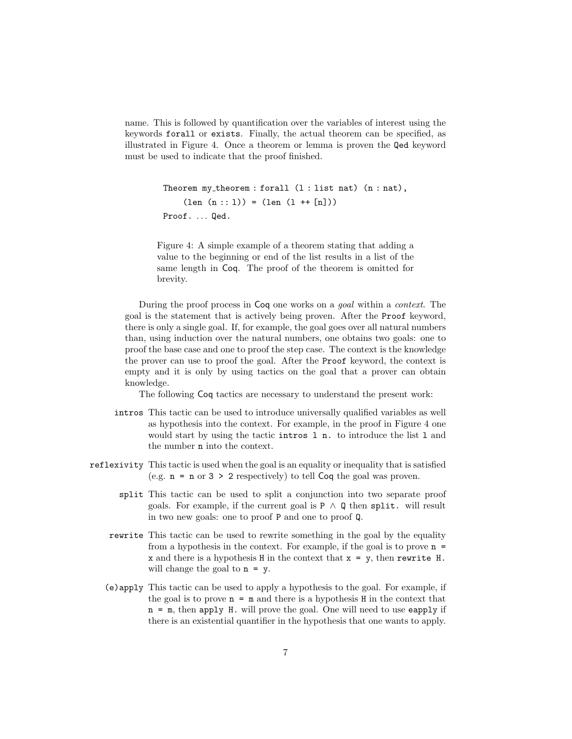name. This is followed by quantification over the variables of interest using the keywords `forall` or `exists`. Finally, the actual theorem can be specified, as illustrated in Figure 4. Once a theorem or lemma is proven the `Qed` keyword must be used to indicate that the proof finished.

```
Theorem my_theorem : forall (l : list nat) (n : nat),
    (len (n :: l)) = (len (l ++ [n]))
Proof. ... Qed.
```

Figure 4: A simple example of a theorem stating that adding a value to the beginning or end of the list results in a list of the same length in Coq. The proof of the theorem is omitted for brevity.

During the proof process in Coq one works on a *goal* within a *context*. The goal is the statement that is actively being proven. After the `Proof` keyword, there is only a single goal. If, for example, the goal goes over all natural numbers than, using induction over the natural numbers, one obtains two goals: one to proof the base case and one to proof the step case. The context is the knowledge the prover can use to proof the goal. After the `Proof` keyword, the context is empty and it is only by using tactics on the goal that a prover can obtain knowledge.

The following Coq tactics are necessary to understand the present work:

- **`intros`** This tactic can be used to introduce universally qualified variables as well as hypothesis into the context. For example, in the proof in Figure 4 one would start by using the tactic `intros l n.` to introduce the list `l` and the number `n` into the context.
- **`reflexivity`** This tactic is used when the goal is an equality or inequality that is satisfied (e.g. `n = n` or `3 > 2` respectively) to tell Coq the goal was proven.
- **`split`** This tactic can be used to split a conjunction into two separate proof goals. For example, if the current goal is `P ∧ Q` then `split.` will result in two new goals: one to proof `P` and one to proof `Q`.
- **`rewrite`** This tactic can be used to rewrite something in the goal by the equality from a hypothesis in the context. For example, if the goal is to prove `n = x` and there is a hypothesis `H` in the context that `x = y`, then `rewrite H.` will change the goal to `n = y`.
- **`(e)apply`** This tactic can be used to apply a hypothesis to the goal. For example, if the goal is to prove `n = m` and there is a hypothesis `H` in the context that `n = m`, then `apply H.` will prove the goal. One will need to use `eapply` if there is an existential quantifier in the hypothesis that one wants to apply.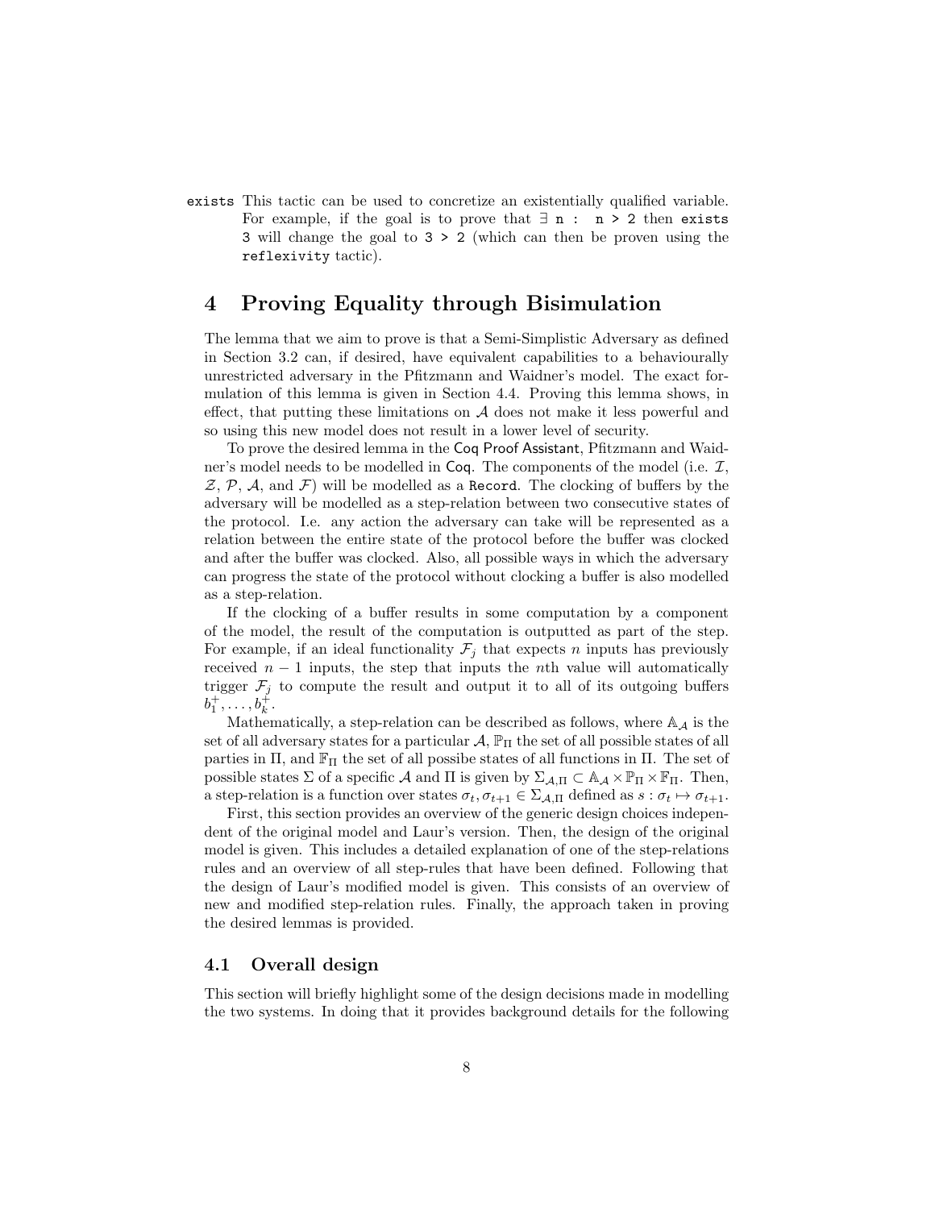`exists` This tactic can be used to concretize an existentially qualified variable. For example, if the goal is to prove that `∃ n : n > 2` then `exists 3` will change the goal to `3 > 2` (which can then be proven using the `reflexivity` tactic).

# 4 Proving Equality through Bisimulation

The lemma that we aim to prove is that a Semi-Simplistic Adversary as defined in Section 3.2 can, if desired, have equivalent capabilities to a behaviourally unrestricted adversary in the Pfitzmann and Waidner's model. The exact formulation of this lemma is given in Section 4.4. Proving this lemma shows, in effect, that putting these limitations on $\mathcal{A}$ does not make it less powerful and so using this new model does not result in a lower level of security.

To prove the desired lemma in the Coq Proof Assistant, Pfitzmann and Waidner's model needs to be modelled in Coq. The components of the model (i.e. $\mathcal{I}$, $\mathcal{Z}$, $\mathcal{P}$, $\mathcal{A}$, and $\mathcal{F}$) will be modelled as a `Record`. The clocking of buffers by the adversary will be modelled as a step-relation between two consecutive states of the protocol. I.e. any action the adversary can take will be represented as a relation between the entire state of the protocol before the buffer was clocked and after the buffer was clocked. Also, all possible ways in which the adversary can progress the state of the protocol without clocking a buffer is also modelled as a step-relation.

If the clocking of a buffer results in some computation by a component of the model, the result of the computation is outputted as part of the step. For example, if an ideal functionality $\mathcal{F}_j$ that expects $n$ inputs has previously received $n-1$ inputs, the step that inputs the $n$th value will automatically trigger $\mathcal{F}_j$ to compute the result and output it to all of its outgoing buffers $b_1^+, \ldots, b_k^+$.

Mathematically, a step-relation can be described as follows, where $\mathbb{A}_{\mathcal{A}}$ is the set of all adversary states for a particular $\mathcal{A}$, $\mathbb{P}_{\Pi}$ the set of all possible states of all parties in $\Pi$, and $\mathbb{F}_{\Pi}$ the set of all possibe states of all functions in $\Pi$. The set of possible states $\Sigma$ of a specific $\mathcal{A}$ and $\Pi$ is given by $\Sigma_{\mathcal{A},\Pi} \subset \mathbb{A}_{\mathcal{A}} \times \mathbb{P}_{\Pi} \times \mathbb{F}_{\Pi}$. Then, a step-relation is a function over states $\sigma_t, \sigma_{t+1} \in \Sigma_{\mathcal{A},\Pi}$ defined as $s : \sigma_t \mapsto \sigma_{t+1}$.

First, this section provides an overview of the generic design choices independent of the original model and Laur's version. Then, the design of the original model is given. This includes a detailed explanation of one of the step-relations rules and an overview of all step-rules that have been defined. Following that the design of Laur's modified model is given. This consists of an overview of new and modified step-relation rules. Finally, the approach taken in proving the desired lemmas is provided.

## 4.1 Overall design

This section will briefly highlight some of the design decisions made in modelling the two systems. In doing that it provides background details for the following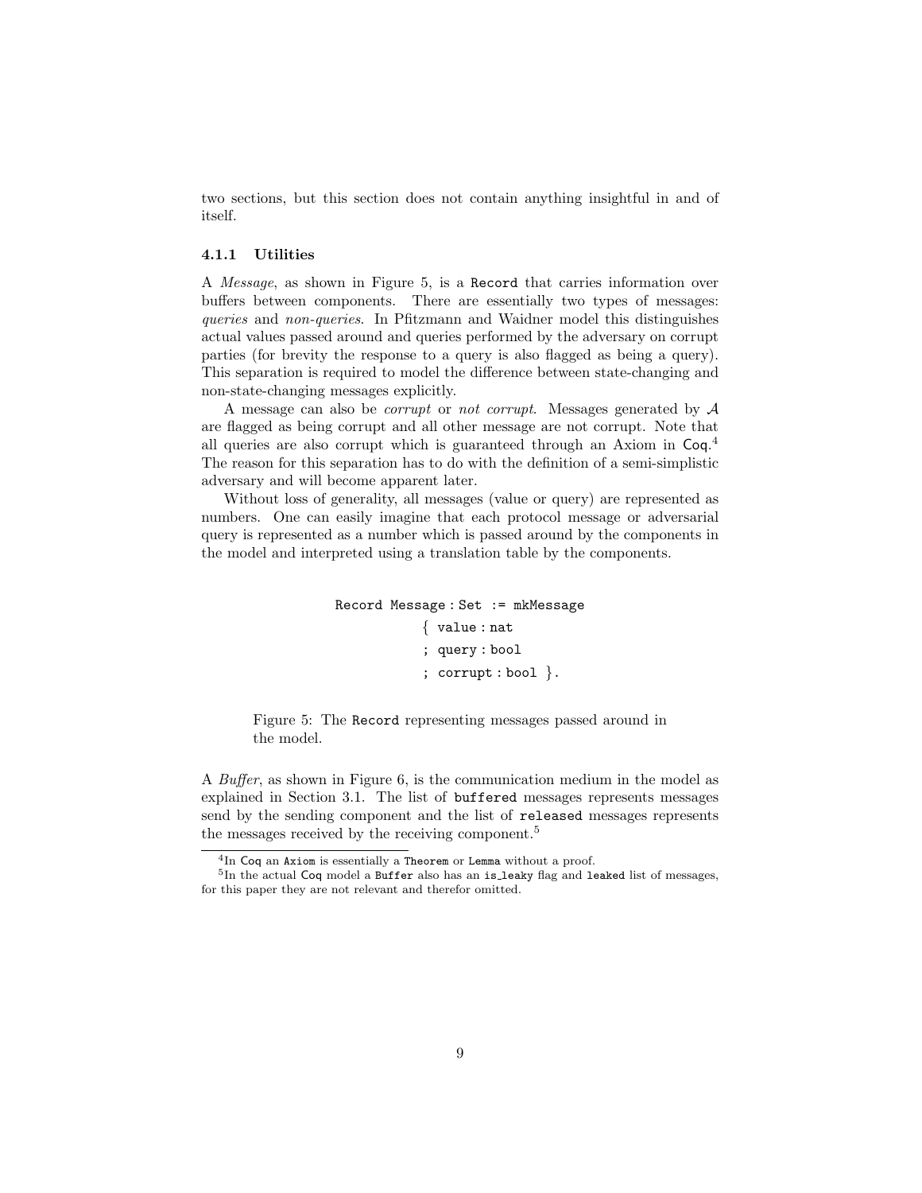two sections, but this section does not contain anything insightful in and of itself.

### 4.1.1 Utilities

A *Message*, as shown in Figure 5, is a `Record` that carries information over buffers between components. There are essentially two types of messages: *queries* and *non-queries*. In Pfitzmann and Waidner model this distinguishes actual values passed around and queries performed by the adversary on corrupt parties (for brevity the response to a query is also flagged as being a query). This separation is required to model the difference between state-changing and non-state-changing messages explicitly.

A message can also be *corrupt* or *not corrupt*. Messages generated by $\mathcal{A}$ are flagged as being corrupt and all other message are not corrupt. Note that all queries are also corrupt which is guaranteed through an Axiom in Coq.[4] The reason for this separation has to do with the definition of a semi-simplistic adversary and will become apparent later.

Without loss of generality, all messages (value or query) are represented as numbers. One can easily imagine that each protocol message or adversarial query is represented as a number which is passed around by the components in the model and interpreted using a translation table by the components.

```
Record Message : Set := mkMessage
            { value : nat
            ; query : bool
            ; corrupt : bool }.
```

Figure 5: The `Record` representing messages passed around in the model.

A *Buffer*, as shown in Figure 6, is the communication medium in the model as explained in Section 3.1. The list of `buffered` messages represents messages send by the sending component and the list of `released` messages represents the messages received by the receiving component.[5]

[4] In Coq an `Axiom` is essentially a `Theorem` or `Lemma` without a proof.

[5] In the actual Coq model a `Buffer` also has an `is_leaky` flag and `leaked` list of messages, for this paper they are not relevant and therefor omitted.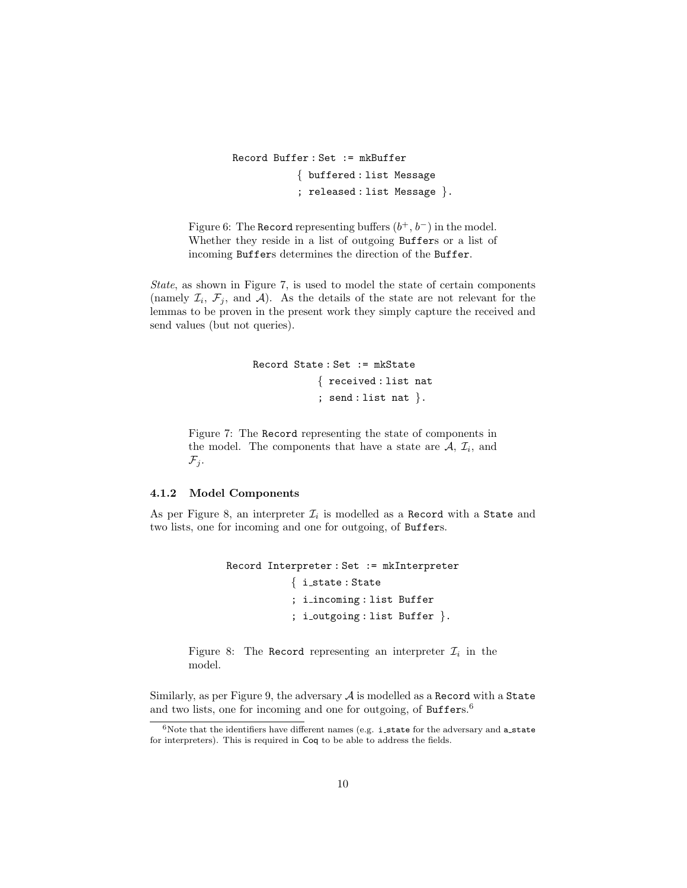```
Record Buffer : Set := mkBuffer
          { buffered : list Message
          ; released : list Message }.
```

Figure 6: The Record representing buffers ($b^+, b^-$) in the model. Whether they reside in a list of outgoing Buffers or a list of incoming Buffers determines the direction of the Buffer.

*State*, as shown in Figure 7, is used to model the state of certain components (namely $\mathcal{I}_i$, $\mathcal{F}_j$, and $\mathcal{A}$). As the details of the state are not relevant for the lemmas to be proven in the present work they simply capture the received and send values (but not queries).

```
Record State : Set := mkState
          { received : list nat
          ; send : list nat }.
```

Figure 7: The Record representing the state of components in the model. The components that have a state are $\mathcal{A}$, $\mathcal{I}_i$, and $\mathcal{F}_j$.

### 4.1.2 Model Components

As per Figure 8, an interpreter $\mathcal{I}_i$ is modelled as a Record with a State and two lists, one for incoming and one for outgoing, of Buffers.

```
Record Interpreter : Set := mkInterpreter
          { i_state : State
          ; i_incoming : list Buffer
          ; i_outgoing : list Buffer }.
```

Figure 8: The Record representing an interpreter $\mathcal{I}_i$ in the model.

Similarly, as per Figure 9, the adversary $\mathcal{A}$ is modelled as a Record with a State and two lists, one for incoming and one for outgoing, of Buffers.[6]

[6] Note that the identifiers have different names (e.g. i_state for the adversary and a_state for interpreters). This is required in Coq to be able to address the fields.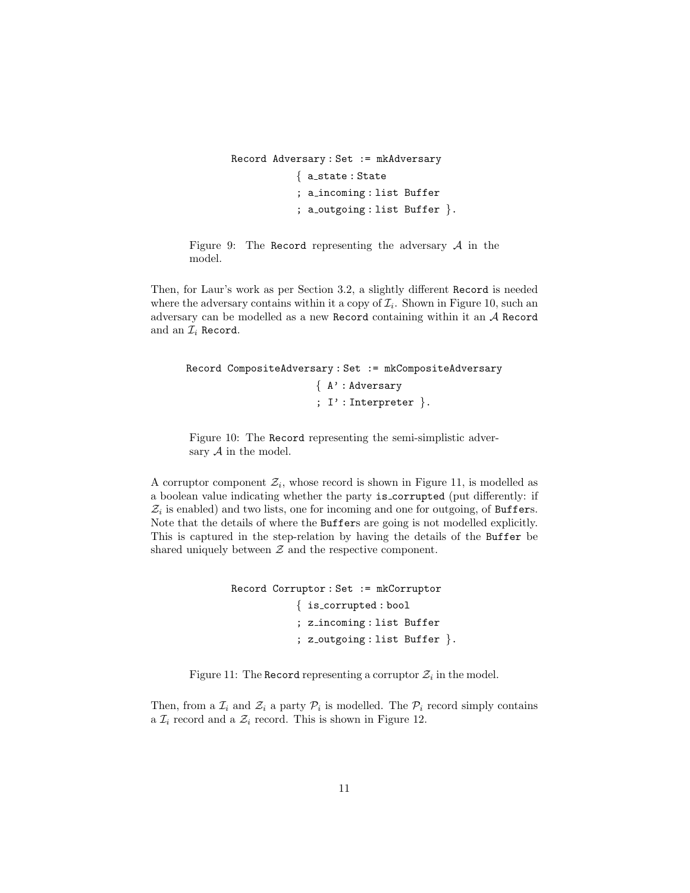```
Record Adversary : Set := mkAdversary
            { a_state : State
            ; a_incoming : list Buffer
            ; a_outgoing : list Buffer }.
```

Figure 9: The Record representing the adversary $\mathcal{A}$ in the model.

Then, for Laur's work as per Section 3.2, a slightly different Record is needed where the adversary contains within it a copy of $\mathcal{I}_i$. Shown in Figure 10, such an adversary can be modelled as a new Record containing within it an $\mathcal{A}$ Record and an $\mathcal{I}_i$ Record.

```
Record CompositeAdversary : Set := mkCompositeAdversary
                    { A' : Adversary
                    ; I' : Interpreter }.
```

Figure 10: The Record representing the semi-simplistic adversary $\mathcal{A}$ in the model.

A corruptor component $\mathcal{Z}_i$, whose record is shown in Figure 11, is modelled as a boolean value indicating whether the party is_corrupted (put differently: if $\mathcal{Z}_i$ is enabled) and two lists, one for incoming and one for outgoing, of Buffers. Note that the details of where the Buffers are going is not modelled explicitly. This is captured in the step-relation by having the details of the Buffer be shared uniquely between $\mathcal{Z}$ and the respective component.

```
Record Corruptor : Set := mkCorruptor
            { is_corrupted : bool
            ; z_incoming : list Buffer
            ; z_outgoing : list Buffer }.
```

Figure 11: The Record representing a corruptor $\mathcal{Z}_i$ in the model.

Then, from a $\mathcal{I}_i$ and $\mathcal{Z}_i$ a party $\mathcal{P}_i$ is modelled. The $\mathcal{P}_i$ record simply contains a $\mathcal{I}_i$ record and a $\mathcal{Z}_i$ record. This is shown in Figure 12.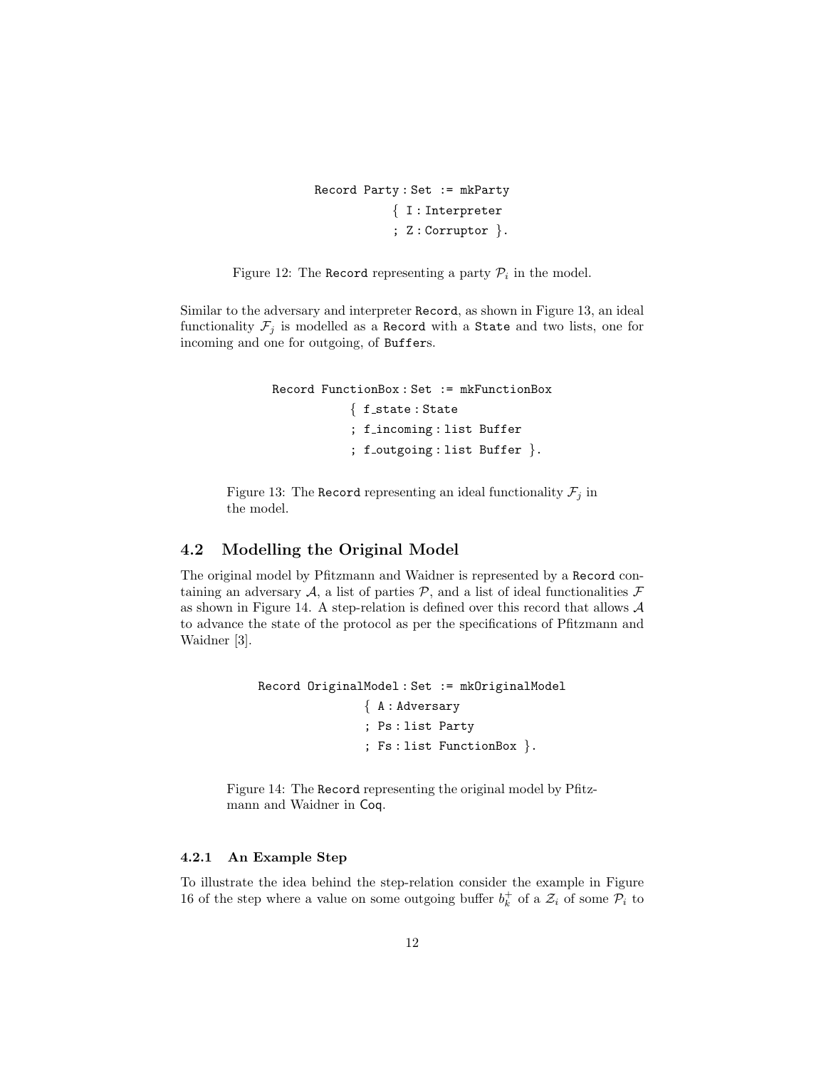```
Record Party : Set := mkParty
            { I : Interpreter
            ; Z : Corruptor }.
```

Figure 12: The Record representing a party $\mathcal{P}_i$ in the model.

Similar to the adversary and interpreter Record, as shown in Figure 13, an ideal functionality $\mathcal{F}_j$ is modelled as a Record with a State and two lists, one for incoming and one for outgoing, of Buffers.

```
Record FunctionBox : Set := mkFunctionBox
            { f_state : State
            ; f_incoming : list Buffer
            ; f_outgoing : list Buffer }.
```

Figure 13: The Record representing an ideal functionality $\mathcal{F}_j$ in the model.

## 4.2 Modelling the Original Model

The original model by Pfitzmann and Waidner is represented by a Record containing an adversary $\mathcal{A}$, a list of parties $\mathcal{P}$, and a list of ideal functionalities $\mathcal{F}$ as shown in Figure 14. A step-relation is defined over this record that allows $\mathcal{A}$ to advance the state of the protocol as per the specifications of Pfitzmann and Waidner [3].

```
Record OriginalModel : Set := mkOriginalModel
            { A : Adversary
            ; Ps : list Party
            ; Fs : list FunctionBox }.
```

Figure 14: The Record representing the original model by Pfitzmann and Waidner in Coq.

### 4.2.1 An Example Step

To illustrate the idea behind the step-relation consider the example in Figure 16 of the step where a value on some outgoing buffer $b_k^+$ of a $\mathcal{Z}_i$ of some $\mathcal{P}_i$ to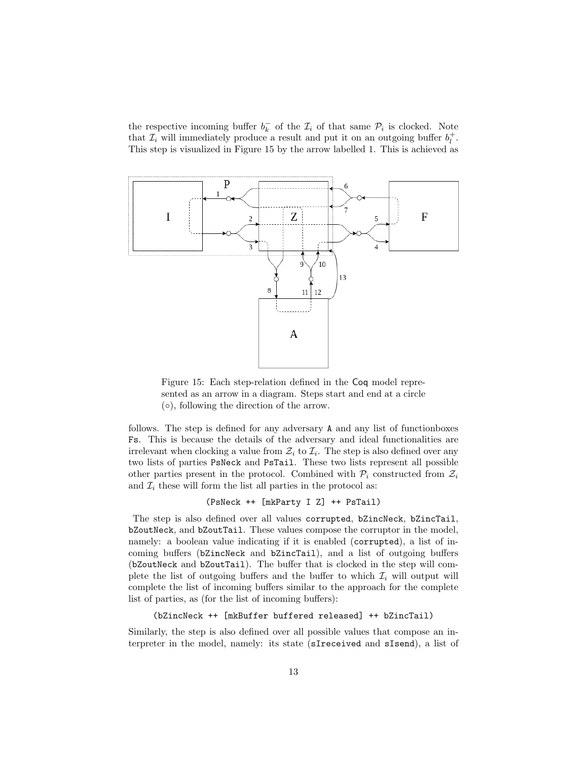the respective incoming buffer $b_k^-$ of the $\mathcal{I}_i$ of that same $\mathcal{P}_i$ is clocked. Note that $\mathcal{I}_i$ will immediately produce a result and put it on an outgoing buffer $b_l^+$. This step is visualized in Figure 15 by the arrow labelled 1. This is achieved as

Figure 15: Each step-relation defined in the Coq model represented as an arrow in a diagram. Steps start and end at a circle (○), following the direction of the arrow.

follows. The step is defined for any adversary `A` and any list of functionboxes `Fs`. This is because the details of the adversary and ideal functionalities are irrelevant when clocking a value from $\mathcal{Z}_i$ to $\mathcal{I}_i$. The step is also defined over any two lists of parties `PsNeck` and `PsTail`. These two lists represent all possible other parties present in the protocol. Combined with $\mathcal{P}_i$ constructed from $\mathcal{Z}_i$ and $\mathcal{I}_i$ these will form the list all parties in the protocol as:

```
(PsNeck ++ [mkParty I Z] ++ PsTail)
```

The step is also defined over all values `corrupted`, `bZincNeck`, `bZincTail`, `bZoutNeck`, and `bZoutTail`. These values compose the corruptor in the model, namely: a boolean value indicating if it is enabled (`corrupted`), a list of incoming buffers (`bZincNeck` and `bZincTail`), and a list of outgoing buffers (`bZoutNeck` and `bZoutTail`). The buffer that is clocked in the step will complete the list of outgoing buffers and the buffer to which $\mathcal{I}_i$ will output will complete the list of incoming buffers similar to the approach for the complete list of parties, as (for the list of incoming buffers):

```
(bZincNeck ++ [mkBuffer buffered released] ++ bZincTail)
```

Similarly, the step is also defined over all possible values that compose an interpreter in the model, namely: its state (`sIreceived` and `sIsend`), a list of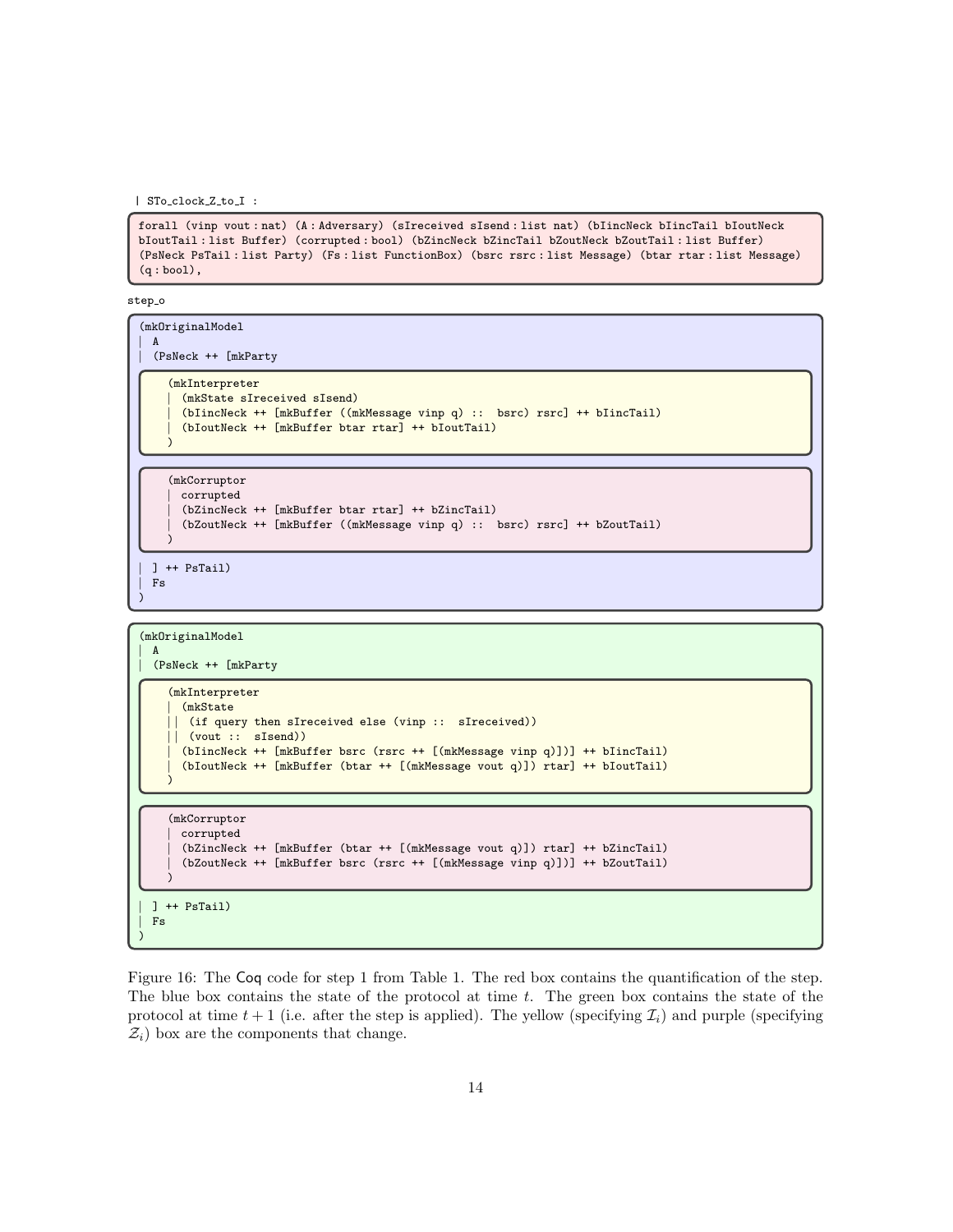```
| STo_clock_Z_to_I :
```

```
forall (vinp vout : nat) (A : Adversary) (sIreceived sIsend : list nat) (bIincNeck bIincTail bIoutNeck
bIoutTail : list Buffer) (corrupted : bool) (bZincNeck bZincTail bZoutNeck bZoutTail : list Buffer)
(PsNeck PsTail : list Party) (Fs : list FunctionBox) (bsrc rsrc : list Message) (btar rtar : list Message)
(q : bool),
```

step_o

```
(mkOriginalModel
| A
| (PsNeck ++ [mkParty

    (mkInterpreter
    | (mkState sIreceived sIsend)
    | (bIincNeck ++ [mkBuffer ((mkMessage vinp q) :: bsrc) rsrc] ++ bIincTail)
    | (bIoutNeck ++ [mkBuffer btar rtar] ++ bIoutTail)
    )

    (mkCorruptor
    | corrupted
    | (bZincNeck ++ [mkBuffer btar rtar] ++ bZincTail)
    | (bZoutNeck ++ [mkBuffer ((mkMessage vinp q) :: bsrc) rsrc] ++ bZoutTail)
    )

| ] ++ PsTail)
| Fs
)
```

```
(mkOriginalModel
| A
| (PsNeck ++ [mkParty

    (mkInterpreter
    | (mkState
    || (if query then sIreceived else (vinp :: sIreceived))
    || (vout :: sIsend))
    | (bIincNeck ++ [mkBuffer bsrc (rsrc ++ [(mkMessage vinp q)])] ++ bIincTail)
    | (bIoutNeck ++ [mkBuffer (btar ++ [(mkMessage vout q)]) rtar] ++ bIoutTail)
    )

    (mkCorruptor
    | corrupted
    | (bZincNeck ++ [mkBuffer (btar ++ [(mkMessage vout q)]) rtar] ++ bZincTail)
    | (bZoutNeck ++ [mkBuffer bsrc (rsrc ++ [(mkMessage vinp q)])] ++ bZoutTail)
    )

| ] ++ PsTail)
| Fs
)
```

Figure 16: The Coq code for step 1 from Table 1. The red box contains the quantification of the step. The blue box contains the state of the protocol at time $t$. The green box contains the state of the protocol at time $t + 1$ (i.e. after the step is applied). The yellow (specifying $\mathcal{I}_i$) and purple (specifying $\mathcal{Z}_i$) box are the components that change.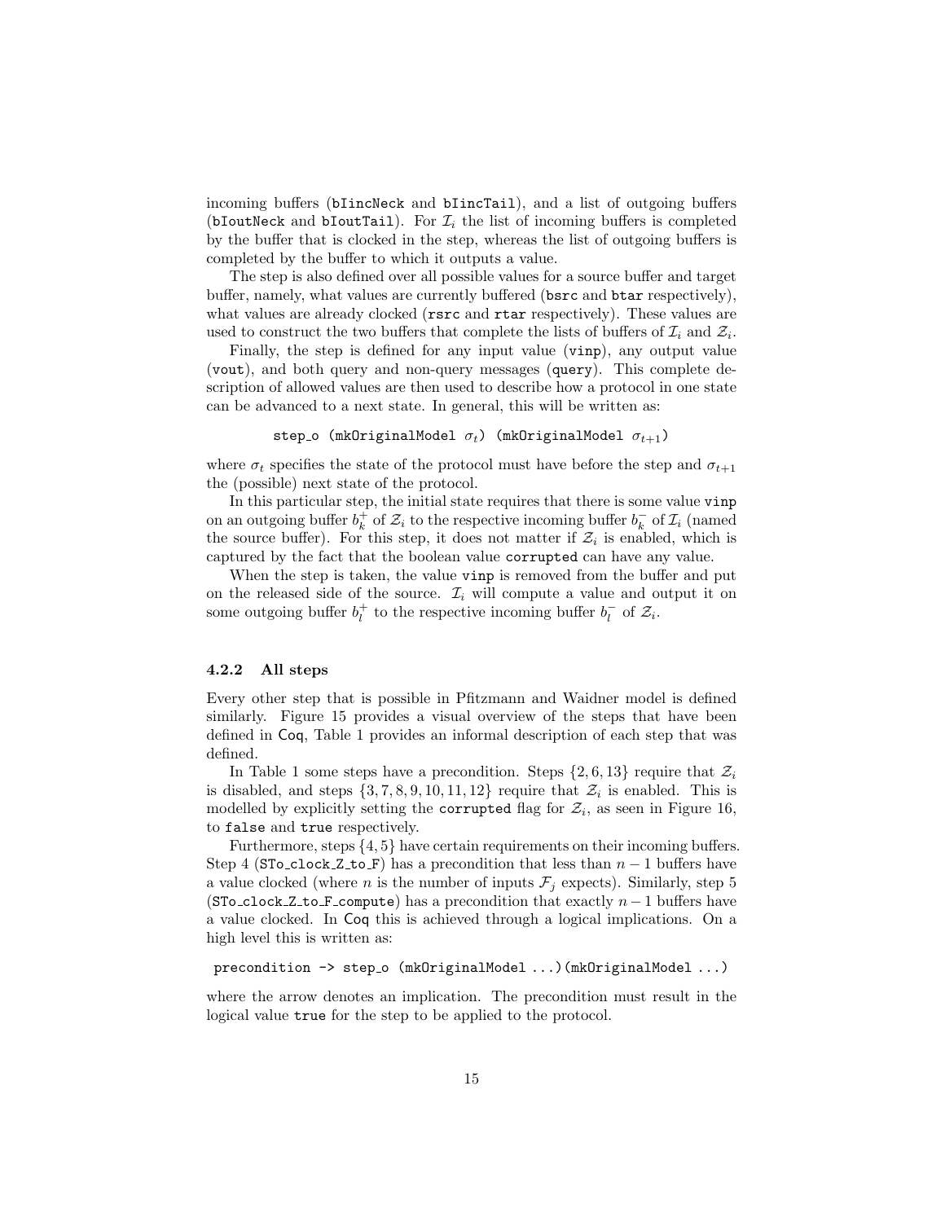incoming buffers (`bIincNeck` and `bIincTail`), and a list of outgoing buffers (`bIoutNeck` and `bIoutTail`). For $\mathcal{I}_i$ the list of incoming buffers is completed by the buffer that is clocked in the step, whereas the list of outgoing buffers is completed by the buffer to which it outputs a value.

The step is also defined over all possible values for a source buffer and target buffer, namely, what values are currently buffered (`bsrc` and `btar` respectively), what values are already clocked (`rsrc` and `rtar` respectively). These values are used to construct the two buffers that complete the lists of buffers of $\mathcal{I}_i$ and $\mathcal{Z}_i$.

Finally, the step is defined for any input value (`vinp`), any output value (`vout`), and both query and non-query messages (`query`). This complete description of allowed values are then used to describe how a protocol in one state can be advanced to a next state. In general, this will be written as:

step_o (mkOriginalModel $\sigma_t$) (mkOriginalModel $\sigma_{t+1}$)

where $\sigma_t$ specifies the state of the protocol must have before the step and $\sigma_{t+1}$ the (possible) next state of the protocol.

In this particular step, the initial state requires that there is some value `vinp` on an outgoing buffer $b_k^+$ of $\mathcal{Z}_i$ to the respective incoming buffer $b_k^-$ of $\mathcal{I}_i$ (named the source buffer). For this step, it does not matter if $\mathcal{Z}_i$ is enabled, which is captured by the fact that the boolean value `corrupted` can have any value.

When the step is taken, the value `vinp` is removed from the buffer and put on the released side of the source. $\mathcal{I}_i$ will compute a value and output it on some outgoing buffer $b_l^+$ to the respective incoming buffer $b_l^-$ of $\mathcal{Z}_i$.

### 4.2.2 All steps

Every other step that is possible in Pfitzmann and Waidner model is defined similarly. Figure 15 provides a visual overview of the steps that have been defined in Coq, Table 1 provides an informal description of each step that was defined.

In Table 1 some steps have a precondition. Steps $\{2, 6, 13\}$ require that $\mathcal{Z}_i$ is disabled, and steps $\{3, 7, 8, 9, 10, 11, 12\}$ require that $\mathcal{Z}_i$ is enabled. This is modelled by explicitly setting the `corrupted` flag for $\mathcal{Z}_i$, as seen in Figure 16, to `false` and `true` respectively.

Furthermore, steps $\{4, 5\}$ have certain requirements on their incoming buffers. Step 4 (`STo_clock_Z_to_F`) has a precondition that less than $n-1$ buffers have a value clocked (where $n$ is the number of inputs $\mathcal{F}_j$ expects). Similarly, step 5 (`STo_clock_Z_to_F_compute`) has a precondition that exactly $n-1$ buffers have a value clocked. In Coq this is achieved through a logical implications. On a high level this is written as:

```
precondition -> step_o (mkOriginalModel ...)(mkOriginalModel ...)
```

where the arrow denotes an implication. The precondition must result in the logical value `true` for the step to be applied to the protocol.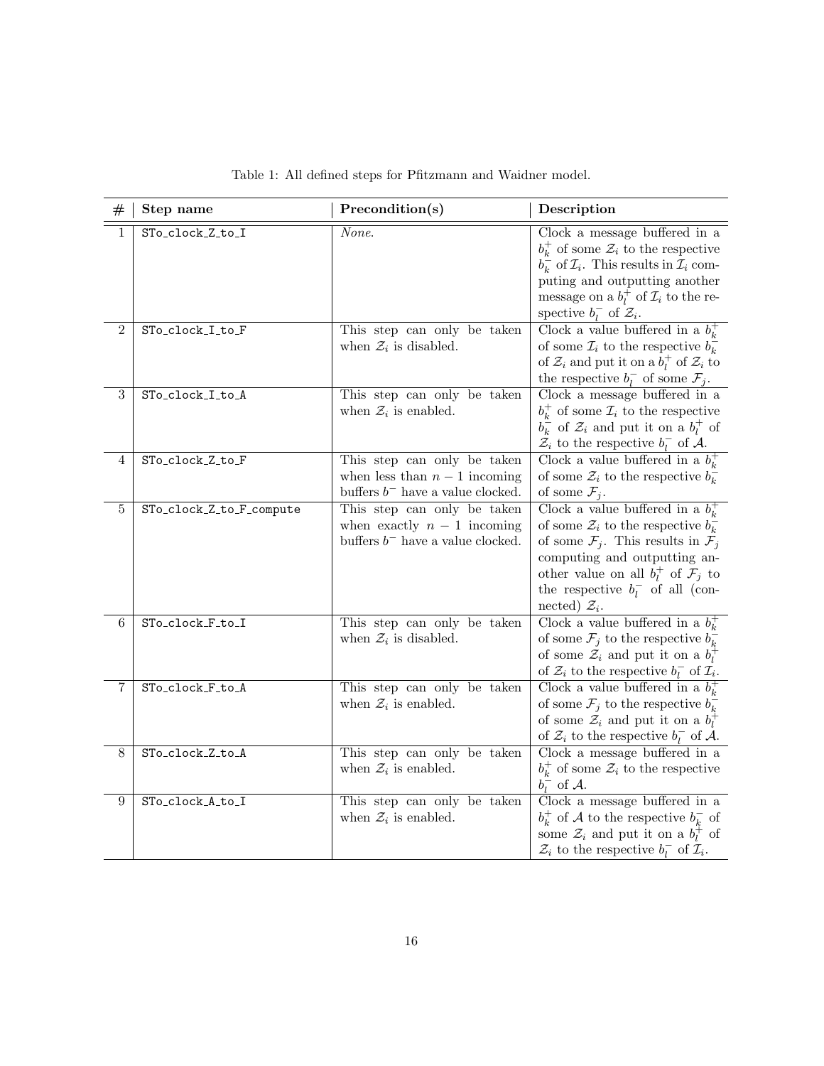Table 1: All defined steps for Pfitzmann and Waidner model.

| # | Step name | Precondition(s) | Description |
|---|---|---|---|
| 1 | STo_clock_Z_to_I | *None.* | Clock a message buffered in a $b_k^+$ of some $\mathcal{Z}_i$ to the respective $b_k^-$ of $\mathcal{I}_i$. This results in $\mathcal{I}_i$ computing and outputting another message on a $b_l^+$ of $\mathcal{I}_i$ to the respective $b_l^-$ of $\mathcal{Z}_i$. |
| 2 | STo_clock_I_to_F | This step can only be taken when $\mathcal{Z}_i$ is disabled. | Clock a value buffered in a $b_k^+$ of some $\mathcal{I}_i$ to the respective $b_k^-$ of $\mathcal{Z}_i$ and put it on a $b_l^+$ of $\mathcal{Z}_i$ to the respective $b_l^-$ of some $\mathcal{F}_j$. |
| 3 | STo_clock_I_to_A | This step can only be taken when $\mathcal{Z}_i$ is enabled. | Clock a message buffered in a $b_k^+$ of some $\mathcal{I}_i$ to the respective $b_k^-$ of $\mathcal{Z}_i$ and put it on a $b_l^+$ of $\mathcal{Z}_i$ to the respective $b_l^-$ of $\mathcal{A}$. |
| 4 | STo_clock_Z_to_F | This step can only be taken when less than $n-1$ incoming buffers $b^-$ have a value clocked. | Clock a value buffered in a $b_k^+$ of some $\mathcal{Z}_i$ to the respective $b_k^-$ of some $\mathcal{F}_j$. |
| 5 | STo_clock_Z_to_F_compute | This step can only be taken when exactly $n-1$ incoming buffers $b^-$ have a value clocked. | Clock a value buffered in a $b_k^+$ of some $\mathcal{Z}_i$ to the respective $b_k^-$ of some $\mathcal{F}_j$. This results in $\mathcal{F}_j$ computing and outputting another value on all $b_l^+$ of $\mathcal{F}_j$ to the respective $b_l^-$ of all (connected) $\mathcal{Z}_i$. |
| 6 | STo_clock_F_to_I | This step can only be taken when $\mathcal{Z}_i$ is disabled. | Clock a value buffered in a $b_k^+$ of some $\mathcal{F}_j$ to the respective $b_k^-$ of some $\mathcal{Z}_i$ and put it on a $b_l^+$ of $\mathcal{Z}_i$ to the respective $b_l^-$ of $\mathcal{I}_i$. |
| 7 | STo_clock_F_to_A | This step can only be taken when $\mathcal{Z}_i$ is enabled. | Clock a value buffered in a $b_k^+$ of some $\mathcal{F}_j$ to the respective $b_k^-$ of some $\mathcal{Z}_i$ and put it on a $b_l^+$ of $\mathcal{Z}_i$ to the respective $b_l^-$ of $\mathcal{A}$. |
| 8 | STo_clock_Z_to_A | This step can only be taken when $\mathcal{Z}_i$ is enabled. | Clock a message buffered in a $b_k^+$ of some $\mathcal{Z}_i$ to the respective $b_l^-$ of $\mathcal{A}$. |
| 9 | STo_clock_A_to_I | This step can only be taken when $\mathcal{Z}_i$ is enabled. | Clock a message buffered in a $b_k^+$ of $\mathcal{A}$ to the respective $b_k^-$ of some $\mathcal{Z}_i$ and put it on a $b_l^+$ of $\mathcal{Z}_i$ to the respective $b_l^-$ of $\mathcal{I}_i$. |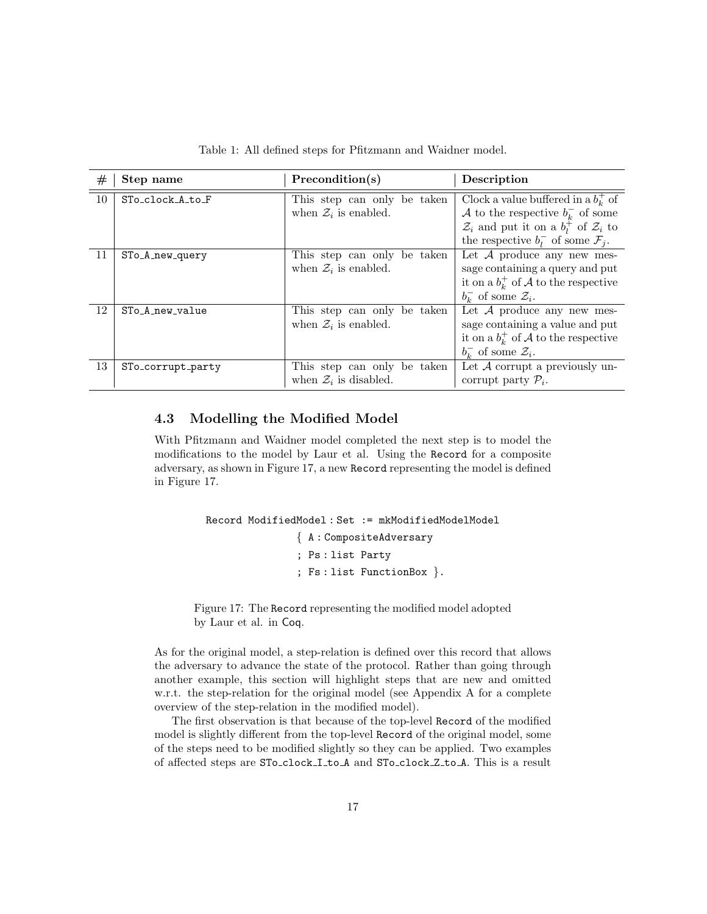Table 1: All defined steps for Pfitzmann and Waidner model.

| # | Step name | Precondition(s) | Description |
|---|---|---|---|
| 10 | STo_clock_A_to_F | This step can only be taken when $\mathcal{Z}_i$ is enabled. | Clock a value buffered in a $b_k^+$ of $\mathcal{A}$ to the respective $b_k^-$ of some $\mathcal{Z}_i$ and put it on a $b_l^+$ of $\mathcal{Z}_i$ to the respective $b_l^-$ of some $\mathcal{F}_j$. |
| 11 | STo_A_new_query | This step can only be taken when $\mathcal{Z}_i$ is enabled. | Let $\mathcal{A}$ produce any new message containing a query and put it on a $b_k^+$ of $\mathcal{A}$ to the respective $b_k^-$ of some $\mathcal{Z}_i$. |
| 12 | STo_A_new_value | This step can only be taken when $\mathcal{Z}_i$ is enabled. | Let $\mathcal{A}$ produce any new message containing a value and put it on a $b_k^+$ of $\mathcal{A}$ to the respective $b_k^-$ of some $\mathcal{Z}_i$. |
| 13 | STo_corrupt_party | This step can only be taken when $\mathcal{Z}_i$ is disabled. | Let $\mathcal{A}$ corrupt a previously uncorrupt party $\mathcal{P}_i$. |

### 4.3 Modelling the Modified Model

With Pfitzmann and Waidner model completed the next step is to model the modifications to the model by Laur et al. Using the Record for a composite adversary, as shown in Figure 17, a new Record representing the model is defined in Figure 17.

```
Record ModifiedModel : Set := mkModifiedModelModel
                { A : CompositeAdversary
                ; Ps : list Party
                ; Fs : list FunctionBox }.
```

Figure 17: The Record representing the modified model adopted by Laur et al. in Coq.

As for the original model, a step-relation is defined over this record that allows the adversary to advance the state of the protocol. Rather than going through another example, this section will highlight steps that are new and omitted w.r.t. the step-relation for the original model (see Appendix A for a complete overview of the step-relation in the modified model).

The first observation is that because of the top-level Record of the modified model is slightly different from the top-level Record of the original model, some of the steps need to be modified slightly so they can be applied. Two examples of affected steps are STo_clock_I_to_A and STo_clock_Z_to_A. This is a result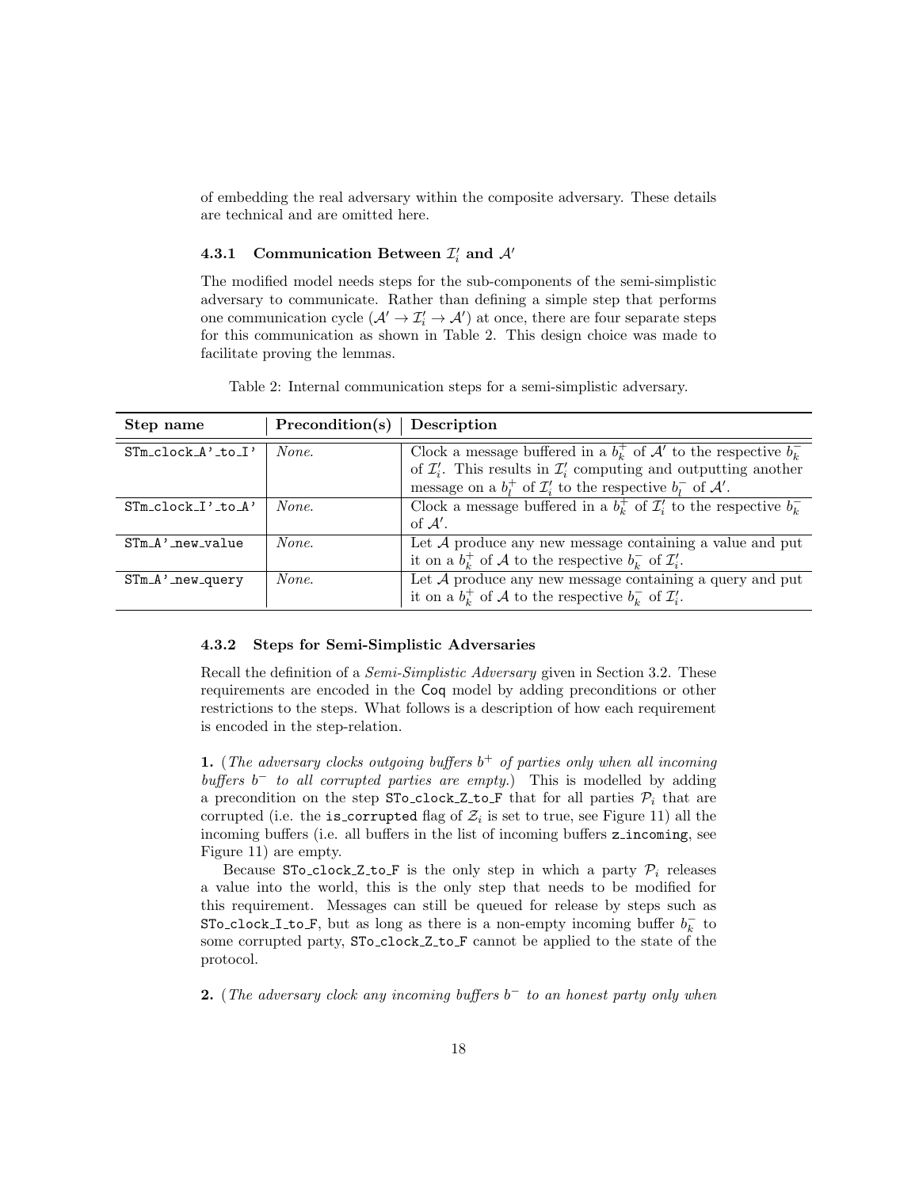of embedding the real adversary within the composite adversary. These details are technical and are omitted here.

### 4.3.1 Communication Between $\mathcal{I}'_i$ and $\mathcal{A}'$

The modified model needs steps for the sub-components of the semi-simplistic adversary to communicate. Rather than defining a simple step that performs one communication cycle ($\mathcal{A}' \to \mathcal{I}'_i \to \mathcal{A}'$) at once, there are four separate steps for this communication as shown in Table 2. This design choice was made to facilitate proving the lemmas.

Table 2: Internal communication steps for a semi-simplistic adversary.

| **Step name** | **Precondition(s)** | **Description** |
|---|---|---|
| `STm_clock_A'_to_I'` | *None.* | Clock a message buffered in a $b_k^+$ of $\mathcal{A}'$ to the respective $b_k^-$ of $\mathcal{I}'_i$. This results in $\mathcal{I}'_i$ computing and outputting another message on a $b_l^+$ of $\mathcal{I}'_i$ to the respective $b_l^-$ of $\mathcal{A}'$. |
| `STm_clock_I'_to_A'` | *None.* | Clock a message buffered in a $b_k^+$ of $\mathcal{I}'_i$ to the respective $b_k^-$ of $\mathcal{A}'$. |
| `STm_A'_new_value` | *None.* | Let $\mathcal{A}$ produce any new message containing a value and put it on a $b_k^+$ of $\mathcal{A}$ to the respective $b_k^-$ of $\mathcal{I}'_i$. |
| `STm_A'_new_query` | *None.* | Let $\mathcal{A}$ produce any new message containing a query and put it on a $b_k^+$ of $\mathcal{A}$ to the respective $b_k^-$ of $\mathcal{I}'_i$. |

### 4.3.2 Steps for Semi-Simplistic Adversaries

Recall the definition of a *Semi-Simplistic Adversary* given in Section 3.2. These requirements are encoded in the Coq model by adding preconditions or other restrictions to the steps. What follows is a description of how each requirement is encoded in the step-relation.

**1.** (*The adversary clocks outgoing buffers $b^+$ of parties only when all incoming buffers $b^-$ to all corrupted parties are empty.*) This is modelled by adding a precondition on the step `STo_clock_Z_to_F` that for all parties $\mathcal{P}_i$ that are corrupted (i.e. the `is_corrupted` flag of $\mathcal{Z}_i$ is set to true, see Figure 11) all the incoming buffers (i.e. all buffers in the list of incoming buffers `z_incoming`, see Figure 11) are empty.

Because `STo_clock_Z_to_F` is the only step in which a party $\mathcal{P}_i$ releases a value into the world, this is the only step that needs to be modified for this requirement. Messages can still be queued for release by steps such as `STo_clock_I_to_F`, but as long as there is a non-empty incoming buffer $b_k^-$ to some corrupted party, `STo_clock_Z_to_F` cannot be applied to the state of the protocol.

**2.** (*The adversary clock any incoming buffers $b^-$ to an honest party only when*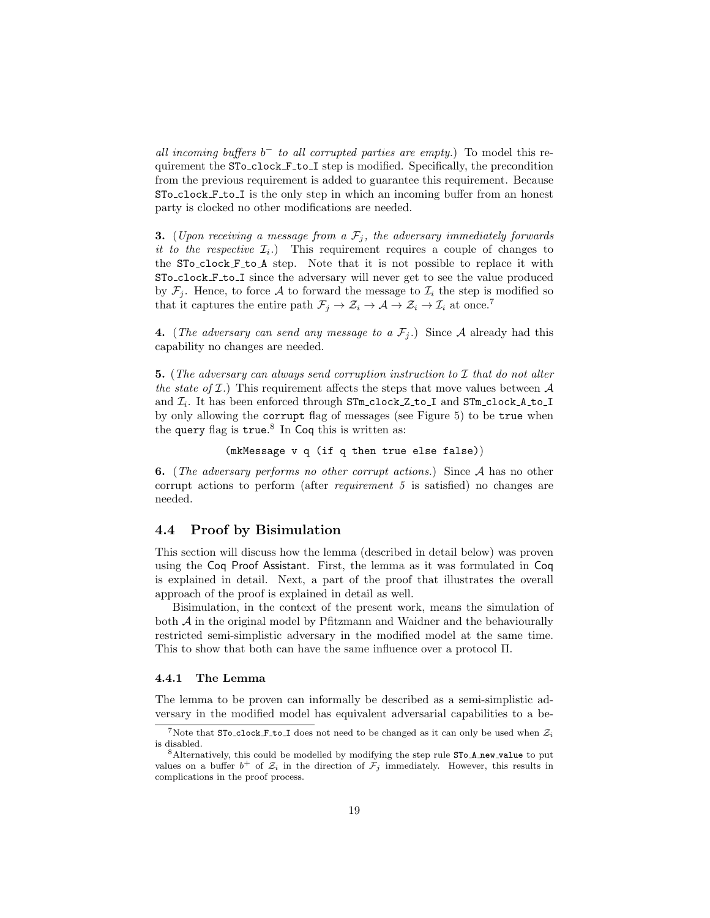*all incoming buffers $b^-$ to all corrupted parties are empty.*) To model this requirement the `STo_clock_F_to_I` step is modified. Specifically, the precondition from the previous requirement is added to guarantee this requirement. Because `STo_clock_F_to_I` is the only step in which an incoming buffer from an honest party is clocked no other modifications are needed.

**3.** (*Upon receiving a message from a $\mathcal{F}_j$, the adversary immediately forwards it to the respective $\mathcal{I}_i$.*) This requirement requires a couple of changes to the `STo_clock_F_to_A` step. Note that it is not possible to replace it with `STo_clock_F_to_I` since the adversary will never get to see the value produced by $\mathcal{F}_j$. Hence, to force $\mathcal{A}$ to forward the message to $\mathcal{I}_i$ the step is modified so that it captures the entire path $\mathcal{F}_j \rightarrow \mathcal{Z}_i \rightarrow \mathcal{A} \rightarrow \mathcal{Z}_i \rightarrow \mathcal{I}_i$ at once.[7]

**4.** (*The adversary can send any message to a $\mathcal{F}_j$.*) Since $\mathcal{A}$ already had this capability no changes are needed.

**5.** (*The adversary can always send corruption instruction to $\mathcal{I}$ that do not alter the state of $\mathcal{I}$.*) This requirement affects the steps that move values between $\mathcal{A}$ and $\mathcal{I}_i$. It has been enforced through `STm_clock_Z_to_I` and `STm_clock_A_to_I` by only allowing the `corrupt` flag of messages (see Figure 5) to be `true` when the `query` flag is `true`.[8] In Coq this is written as:

```
(mkMessage v q (if q then true else false))
```

**6.** (*The adversary performs no other corrupt actions.*) Since $\mathcal{A}$ has no other corrupt actions to perform (after *requirement 5* is satisfied) no changes are needed.

## 4.4 Proof by Bisimulation

This section will discuss how the lemma (described in detail below) was proven using the Coq Proof Assistant. First, the lemma as it was formulated in Coq is explained in detail. Next, a part of the proof that illustrates the overall approach of the proof is explained in detail as well.

Bisimulation, in the context of the present work, means the simulation of both $\mathcal{A}$ in the original model by Pfitzmann and Waidner and the behaviourally restricted semi-simplistic adversary in the modified model at the same time. This to show that both can have the same influence over a protocol $\Pi$.

### 4.4.1 The Lemma

The lemma to be proven can informally be described as a semi-simplistic adversary in the modified model has equivalent adversarial capabilities to a be-

[7] Note that `STo_clock_F_to_I` does not need to be changed as it can only be used when $\mathcal{Z}_i$ is disabled.

[8] Alternatively, this could be modelled by modifying the step rule `STo_A_new_value` to put values on a buffer $b^+$ of $\mathcal{Z}_i$ in the direction of $\mathcal{F}_j$ immediately. However, this results in complications in the proof process.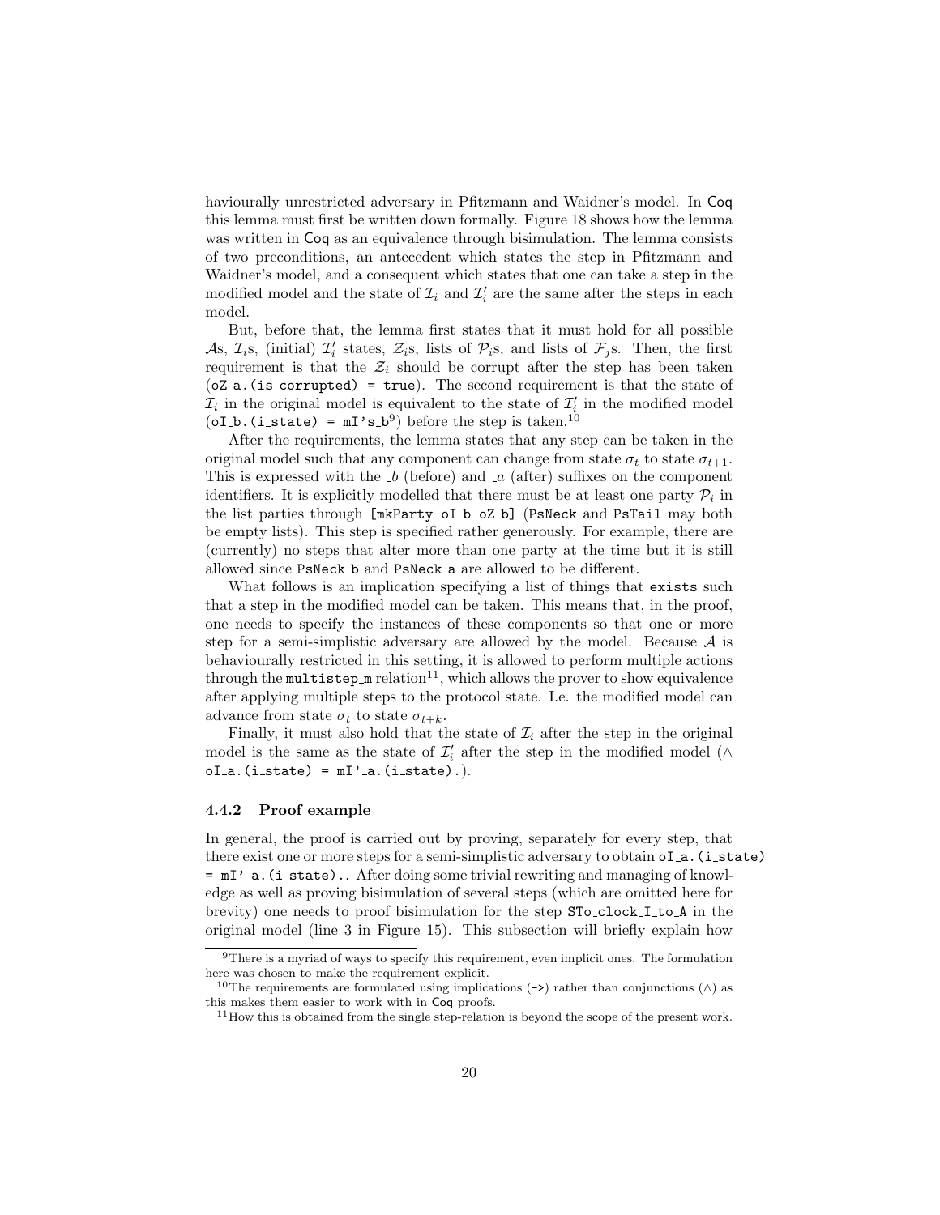haviourally unrestricted adversary in Pfitzmann and Waidner's model. In Coq this lemma must first be written down formally. Figure 18 shows how the lemma was written in Coq as an equivalence through bisimulation. The lemma consists of two preconditions, an antecedent which states the step in Pfitzmann and Waidner's model, and a consequent which states that one can take a step in the modified model and the state of $\mathcal{I}_i$ and $\mathcal{I}'_i$ are the same after the steps in each model.

But, before that, the lemma first states that it must hold for all possible $\mathcal{A}$s, $\mathcal{I}_i$s, (initial) $\mathcal{I}'_i$ states, $\mathcal{Z}_i$s, lists of $\mathcal{P}_i$s, and lists of $\mathcal{F}_j$s. Then, the first requirement is that the $\mathcal{Z}_i$ should be corrupt after the step has been taken (`oZ_a.(is_corrupted) = true`). The second requirement is that the state of $\mathcal{I}_i$ in the original model is equivalent to the state of $\mathcal{I}'_i$ in the modified model (`oI_b.(i_state) = mI's_b`[9]) before the step is taken.[10]

After the requirements, the lemma states that any step can be taken in the original model such that any component can change from state $\sigma_t$ to state $\sigma_{t+1}$. This is expressed with the *_b* (before) and *_a* (after) suffixes on the component identifiers. It is explicitly modelled that there must be at least one party $\mathcal{P}_i$ in the list parties through `[mkParty oI_b oZ_b]` (`PsNeck` and `PsTail` may both be empty lists). This step is specified rather generously. For example, there are (currently) no steps that alter more than one party at the time but it is still allowed since `PsNeck_b` and `PsNeck_a` are allowed to be different.

What follows is an implication specifying a list of things that `exists` such that a step in the modified model can be taken. This means that, in the proof, one needs to specify the instances of these components so that one or more step for a semi-simplistic adversary are allowed by the model. Because $\mathcal{A}$ is behaviourally restricted in this setting, it is allowed to perform multiple actions through the `multistep_m` relation[11], which allows the prover to show equivalence after applying multiple steps to the protocol state. I.e. the modified model can advance from state $\sigma_t$ to state $\sigma_{t+k}$.

Finally, it must also hold that the state of $\mathcal{I}_i$ after the step in the original model is the same as the state of $\mathcal{I}'_i$ after the step in the modified model ($\wedge$ `oI_a.(i_state) = mI'_a.(i_state).`).

### 4.4.2 Proof example

In general, the proof is carried out by proving, separately for every step, that there exist one or more steps for a semi-simplistic adversary to obtain `oI_a.(i_state) = mI'_a.(i_state).`. After doing some trivial rewriting and managing of knowledge as well as proving bisimulation of several steps (which are omitted here for brevity) one needs to proof bisimulation for the step `STo_clock_I_to_A` in the original model (line 3 in Figure 15). This subsection will briefly explain how

[9] There is a myriad of ways to specify this requirement, even implicit ones. The formulation here was chosen to make the requirement explicit.

[10] The requirements are formulated using implications (`->`) rather than conjunctions ($\wedge$) as this makes them easier to work with in Coq proofs.

[11] How this is obtained from the single step-relation is beyond the scope of the present work.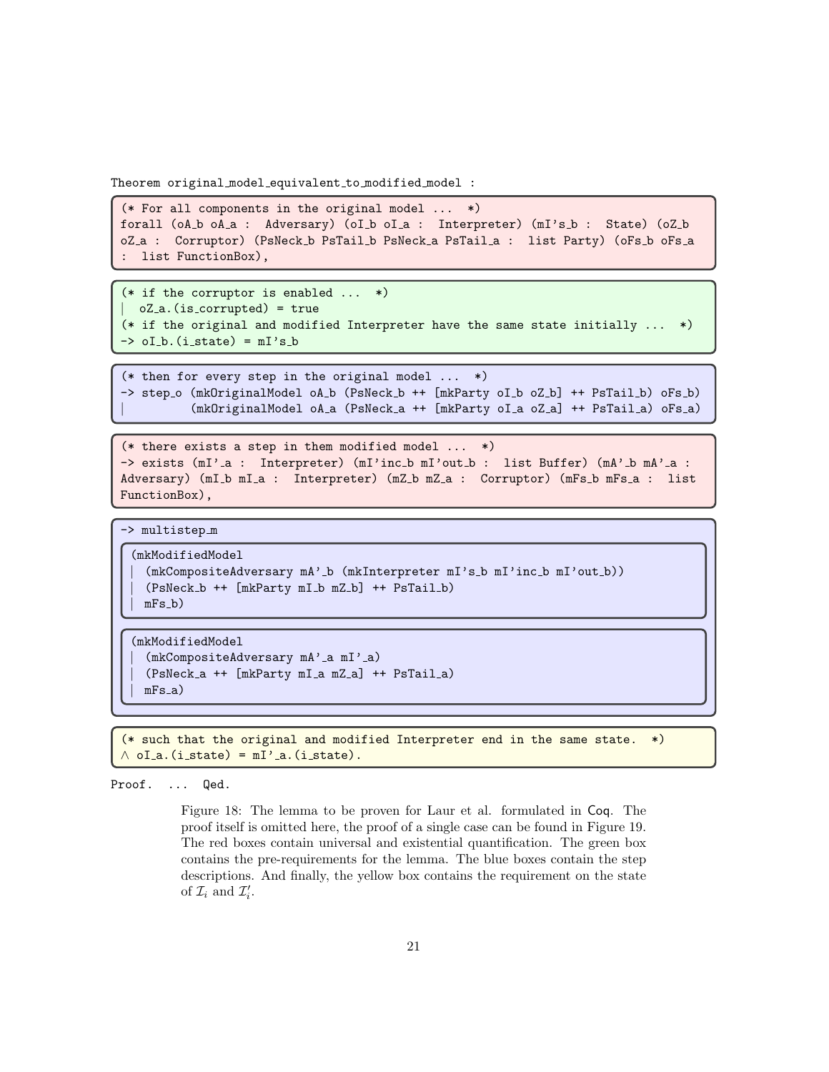```
Theorem original_model_equivalent_to_modified_model :
```

```
(* For all components in the original model ...  *)
forall (oA_b oA_a :  Adversary) (oI_b oI_a :  Interpreter) (mI's_b :  State) (oZ_b
oZ_a :  Corruptor) (PsNeck_b PsTail_b PsNeck_a PsTail_a :  list Party) (oFs_b oFs_a
:  list FunctionBox),
```

```
(* if the corruptor is enabled ...  *)
|  oZ_a.(is_corrupted) = true
(* if the original and modified Interpreter have the same state initially ...  *)
-> oI_b.(i_state) = mI's_b
```

```
(* then for every step in the original model ...  *)
-> step_o (mkOriginalModel oA_b (PsNeck_b ++ [mkParty oI_b oZ_b] ++ PsTail_b) oFs_b)
|         (mkOriginalModel oA_a (PsNeck_a ++ [mkParty oI_a oZ_a] ++ PsTail_a) oFs_a)
```

```
(* there exists a step in them modified model ...  *)
-> exists (mI'_a :  Interpreter) (mI'inc_b mI'out_b :  list Buffer) (mA'_b mA'_a :
Adversary) (mI_b mI_a :  Interpreter) (mZ_b mZ_a :  Corruptor) (mFs_b mFs_a :  list
FunctionBox),
```

```
-> multistep_m
  (mkModifiedModel
  |  (mkCompositeAdversary mA'_b (mkInterpreter mI's_b mI'inc_b mI'out_b))
  |  (PsNeck_b ++ [mkParty mI_b mZ_b] ++ PsTail_b)
  |  mFs_b)

  (mkModifiedModel
  |  (mkCompositeAdversary mA'_a mI'_a)
  |  (PsNeck_a ++ [mkParty mI_a mZ_a] ++ PsTail_a)
  |  mFs_a)
```

```
(* such that the original and modified Interpreter end in the same state.  *)
∧ oI_a.(i_state) = mI'_a.(i_state).
```

```
Proof.  ...  Qed.
```

Figure 18: The lemma to be proven for Laur et al. formulated in Coq. The proof itself is omitted here, the proof of a single case can be found in Figure 19. The red boxes contain universal and existential quantification. The green box contains the pre-requirements for the lemma. The blue boxes contain the step descriptions. And finally, the yellow box contains the requirement on the state of $\mathcal{I}_i$ and $\mathcal{I}'_i$.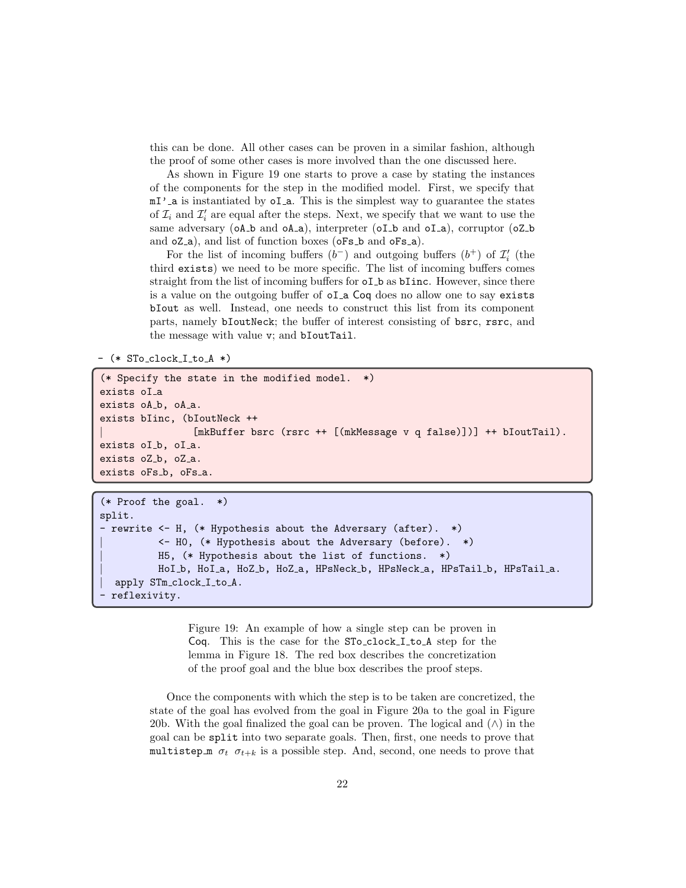this can be done. All other cases can be proven in a similar fashion, although the proof of some other cases is more involved than the one discussed here.

As shown in Figure 19 one starts to prove a case by stating the instances of the components for the step in the modified model. First, we specify that `mI'_a` is instantiated by `oI_a`. This is the simplest way to guarantee the states of $\mathcal{I}_i$ and $\mathcal{I}'_i$ are equal after the steps. Next, we specify that we want to use the same adversary (`oA_b` and `oA_a`), interpreter (`oI_b` and `oI_a`), corruptor (`oZ_b` and `oZ_a`), and list of function boxes (`oFs_b` and `oFs_a`).

For the list of incoming buffers ($b^-$) and outgoing buffers ($b^+$) of $\mathcal{I}'_i$ (the third `exists`) we need to be more specific. The list of incoming buffers comes straight from the list of incoming buffers for `oI_b` as `bIinc`. However, since there is a value on the outgoing buffer of `oI_a` Coq does no allow one to say `exists bIout` as well. Instead, one needs to construct this list from its component parts, namely `bIoutNeck`; the buffer of interest consisting of `bsrc`, `rsrc`, and the message with value `v`; and `bIoutTail`.

```
- (* STo_clock_I_to_A *)
```

```
(* Specify the state in the modified model.  *)
exists oI_a
exists oA_b, oA_a.
exists bIinc, (bIoutNeck ++
|              [mkBuffer bsrc (rsrc ++ [(mkMessage v q false)])] ++ bIoutTail).
exists oI_b, oI_a.
exists oZ_b, oZ_a.
exists oFs_b, oFs_a.
```

```
(* Proof the goal.  *)
split.
- rewrite <- H, (* Hypothesis about the Adversary (after).  *)
|         <- H0, (* Hypothesis about the Adversary (before).  *)
|         H5, (* Hypothesis about the list of functions.  *)
|         HoI_b, HoI_a, HoZ_b, HoZ_a, HPsNeck_b, HPsNeck_a, HPsTail_b, HPsTail_a.
| apply STm_clock_I_to_A.
- reflexivity.
```

Figure 19: An example of how a single step can be proven in Coq. This is the case for the STo_clock_I_to_A step for the lemma in Figure 18. The red box describes the concretization of the proof goal and the blue box describes the proof steps.

Once the components with which the step is to be taken are concretized, the state of the goal has evolved from the goal in Figure 20a to the goal in Figure 20b. With the goal finalized the goal can be proven. The logical and ($\wedge$) in the goal can be `split` into two separate goals. Then, first, one needs to prove that `multistep_m` $\sigma_t$ $\sigma_{t+k}$ is a possible step. And, second, one needs to prove that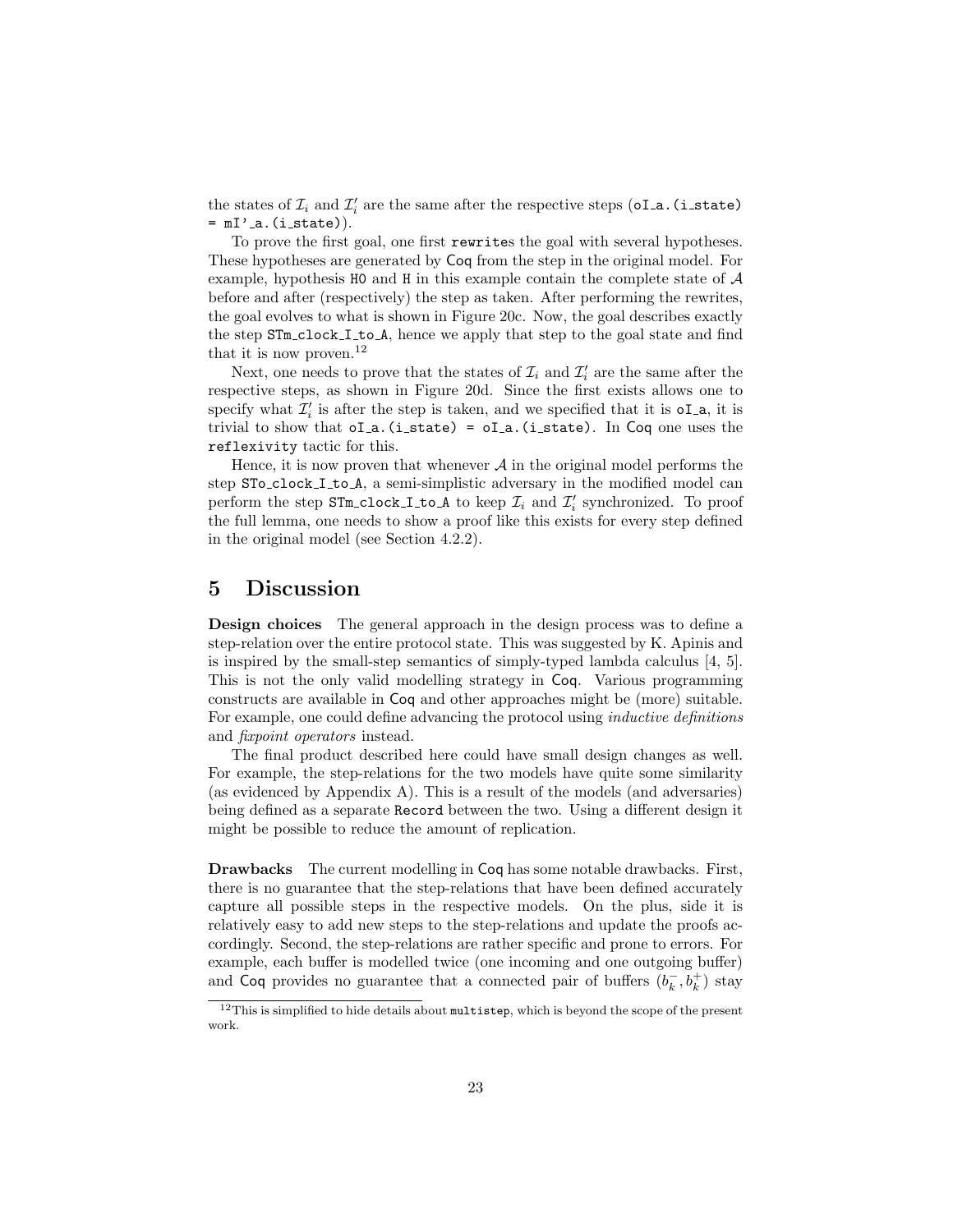the states of $\mathcal{I}_i$ and $\mathcal{I}'_i$ are the same after the respective steps (`oI_a.(i_state) = mI'_a.(i_state)`).

To prove the first goal, one first `rewrite`s the goal with several hypotheses. These hypotheses are generated by Coq from the step in the original model. For example, hypothesis `H0` and `H` in this example contain the complete state of $\mathcal{A}$ before and after (respectively) the step as taken. After performing the rewrites, the goal evolves to what is shown in Figure 20c. Now, the goal describes exactly the step `STm_clock_I_to_A`, hence we apply that step to the goal state and find that it is now proven.[12]

Next, one needs to prove that the states of $\mathcal{I}_i$ and $\mathcal{I}'_i$ are the same after the respective steps, as shown in Figure 20d. Since the first exists allows one to specify what $\mathcal{I}'_i$ is after the step is taken, and we specified that it is `oI_a`, it is trivial to show that `oI_a.(i_state) = oI_a.(i_state)`. In Coq one uses the `reflexivity` tactic for this.

Hence, it is now proven that whenever $\mathcal{A}$ in the original model performs the step `STo_clock_I_to_A`, a semi-simplistic adversary in the modified model can perform the step `STm_clock_I_to_A` to keep $\mathcal{I}_i$ and $\mathcal{I}'_i$ synchronized. To proof the full lemma, one needs to show a proof like this exists for every step defined in the original model (see Section 4.2.2).

# 5 Discussion

**Design choices** The general approach in the design process was to define a step-relation over the entire protocol state. This was suggested by K. Apinis and is inspired by the small-step semantics of simply-typed lambda calculus [4, 5]. This is not the only valid modelling strategy in Coq. Various programming constructs are available in Coq and other approaches might be (more) suitable. For example, one could define advancing the protocol using *inductive definitions* and *fixpoint operators* instead.

The final product described here could have small design changes as well. For example, the step-relations for the two models have quite some similarity (as evidenced by Appendix A). This is a result of the models (and adversaries) being defined as a separate `Record` between the two. Using a different design it might be possible to reduce the amount of replication.

**Drawbacks** The current modelling in Coq has some notable drawbacks. First, there is no guarantee that the step-relations that have been defined accurately capture all possible steps in the respective models. On the plus, side it is relatively easy to add new steps to the step-relations and update the proofs accordingly. Second, the step-relations are rather specific and prone to errors. For example, each buffer is modelled twice (one incoming and one outgoing buffer) and Coq provides no guarantee that a connected pair of buffers $(b_k^-, b_k^+)$ stay

[12] This is simplified to hide details about `multistep`, which is beyond the scope of the present work.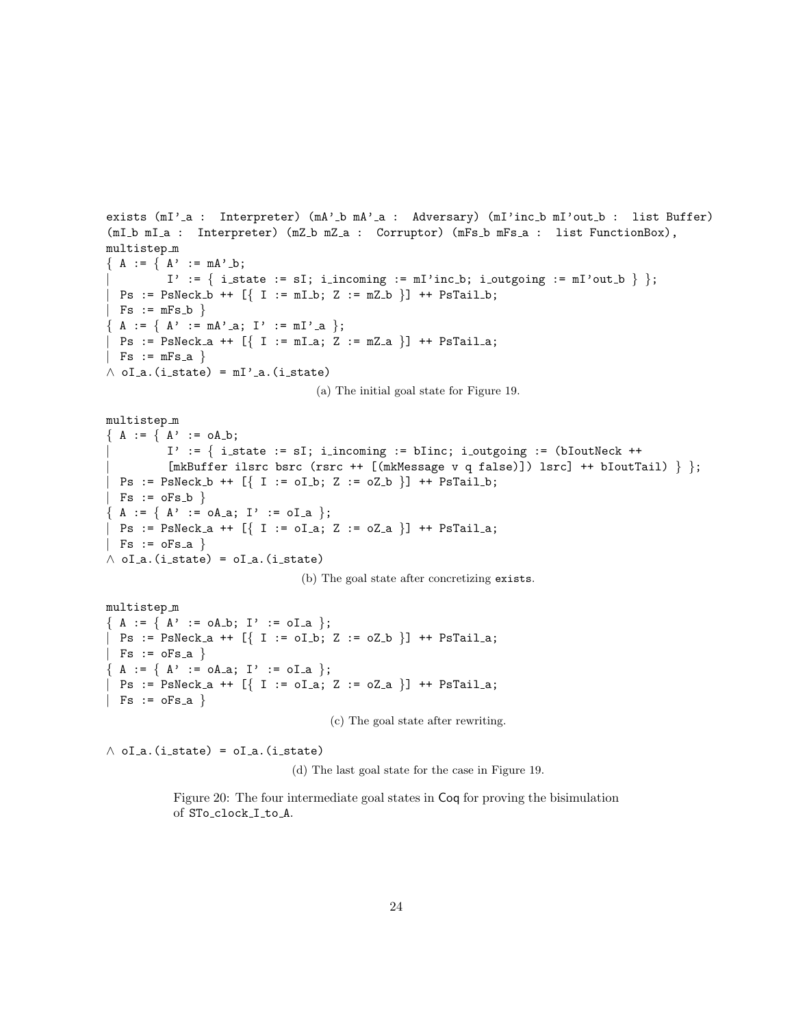```
exists (mI'_a : Interpreter) (mA'_b mA'_a : Adversary) (mI'inc_b mI'out_b : list Buffer)
(mI_b mI_a : Interpreter) (mZ_b mZ_a : Corruptor) (mFs_b mFs_a : list FunctionBox),
multistep_m
{ A := { A' := mA'_b;
|        I' := { i_state := sI; i_incoming := mI'inc_b; i_outgoing := mI'out_b } };
| Ps := PsNeck_b ++ [{ I := mI_b; Z := mZ_b }] ++ PsTail_b;
| Fs := mFs_b }
{ A := { A' := mA'_a; I' := mI'_a };
| Ps := PsNeck_a ++ [{ I := mI_a; Z := mZ_a }] ++ PsTail_a;
| Fs := mFs_a }
∧ oI_a.(i_state) = mI'_a.(i_state)
```

(a) The initial goal state for Figure 19.

```
multistep_m
{ A := { A' := oA_b;
|        I' := { i_state := sI; i_incoming := bIinc; i_outgoing := (bIoutNeck ++
|        [mkBuffer ilsrc bsrc (rsrc ++ [(mkMessage v q false)]) lsrc] ++ bIoutTail) } };
| Ps := PsNeck_b ++ [{ I := oI_b; Z := oZ_b }] ++ PsTail_b;
| Fs := oFs_b }
{ A := { A' := oA_a; I' := oI_a };
| Ps := PsNeck_a ++ [{ I := oI_a; Z := oZ_a }] ++ PsTail_a;
| Fs := oFs_a }
∧ oI_a.(i_state) = oI_a.(i_state)
```

(b) The goal state after concretizing exists.

```
multistep_m
{ A := { A' := oA_b; I' := oI_a };
| Ps := PsNeck_a ++ [{ I := oI_b; Z := oZ_b }] ++ PsTail_a;
| Fs := oFs_a }
{ A := { A' := oA_a; I' := oI_a };
| Ps := PsNeck_a ++ [{ I := oI_a; Z := oZ_a }] ++ PsTail_a;
| Fs := oFs_a }
```

(c) The goal state after rewriting.

```
∧ oI_a.(i_state) = oI_a.(i_state)
```

(d) The last goal state for the case in Figure 19.

Figure 20: The four intermediate goal states in Coq for proving the bisimulation of STo_clock_I_to_A.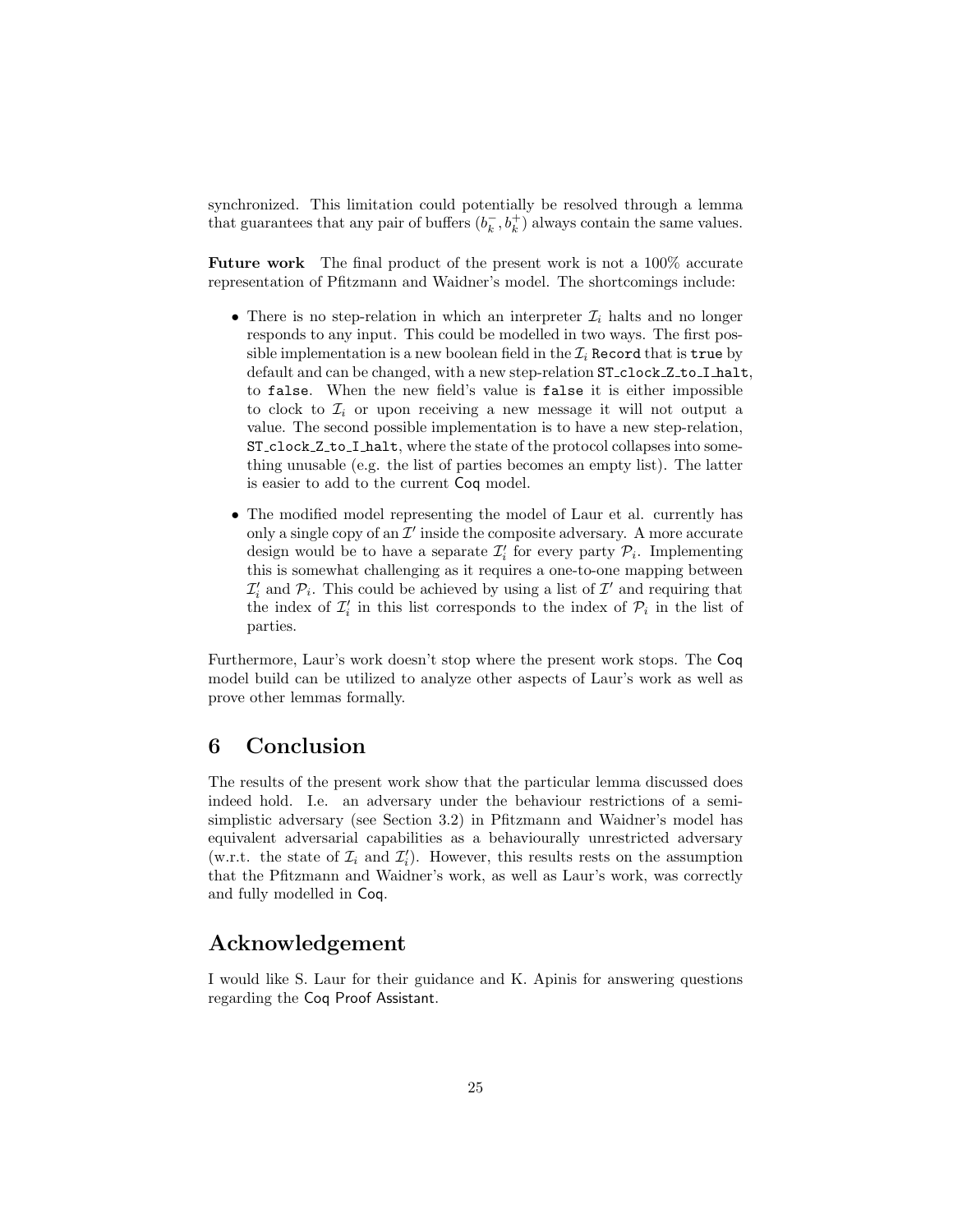synchronized. This limitation could potentially be resolved through a lemma that guarantees that any pair of buffers $(b_k^-, b_k^+)$ always contain the same values.

**Future work** The final product of the present work is not a 100% accurate representation of Pfitzmann and Waidner's model. The shortcomings include:

- There is no step-relation in which an interpreter $\mathcal{I}_i$ halts and no longer responds to any input. This could be modelled in two ways. The first possible implementation is a new boolean field in the $\mathcal{I}_i$ `Record` that is `true` by default and can be changed, with a new step-relation `ST_clock_Z_to_I_halt`, to `false`. When the new field's value is `false` it is either impossible to clock to $\mathcal{I}_i$ or upon receiving a new message it will not output a value. The second possible implementation is to have a new step-relation, `ST_clock_Z_to_I_halt`, where the state of the protocol collapses into something unusable (e.g. the list of parties becomes an empty list). The latter is easier to add to the current Coq model.
- The modified model representing the model of Laur et al. currently has only a single copy of an $\mathcal{I}'$ inside the composite adversary. A more accurate design would be to have a separate $\mathcal{I}'_i$ for every party $\mathcal{P}_i$. Implementing this is somewhat challenging as it requires a one-to-one mapping between $\mathcal{I}'_i$ and $\mathcal{P}_i$. This could be achieved by using a list of $\mathcal{I}'$ and requiring that the index of $\mathcal{I}'_i$ in this list corresponds to the index of $\mathcal{P}_i$ in the list of parties.

Furthermore, Laur's work doesn't stop where the present work stops. The Coq model build can be utilized to analyze other aspects of Laur's work as well as prove other lemmas formally.

# 6 Conclusion

The results of the present work show that the particular lemma discussed does indeed hold. I.e. an adversary under the behaviour restrictions of a semi-simplistic adversary (see Section 3.2) in Pfitzmann and Waidner's model has equivalent adversarial capabilities as a behaviourally unrestricted adversary (w.r.t. the state of $\mathcal{I}_i$ and $\mathcal{I}'_i$). However, this results rests on the assumption that the Pfitzmann and Waidner's work, as well as Laur's work, was correctly and fully modelled in Coq.

# Acknowledgement

I would like S. Laur for their guidance and K. Apinis for answering questions regarding the Coq Proof Assistant.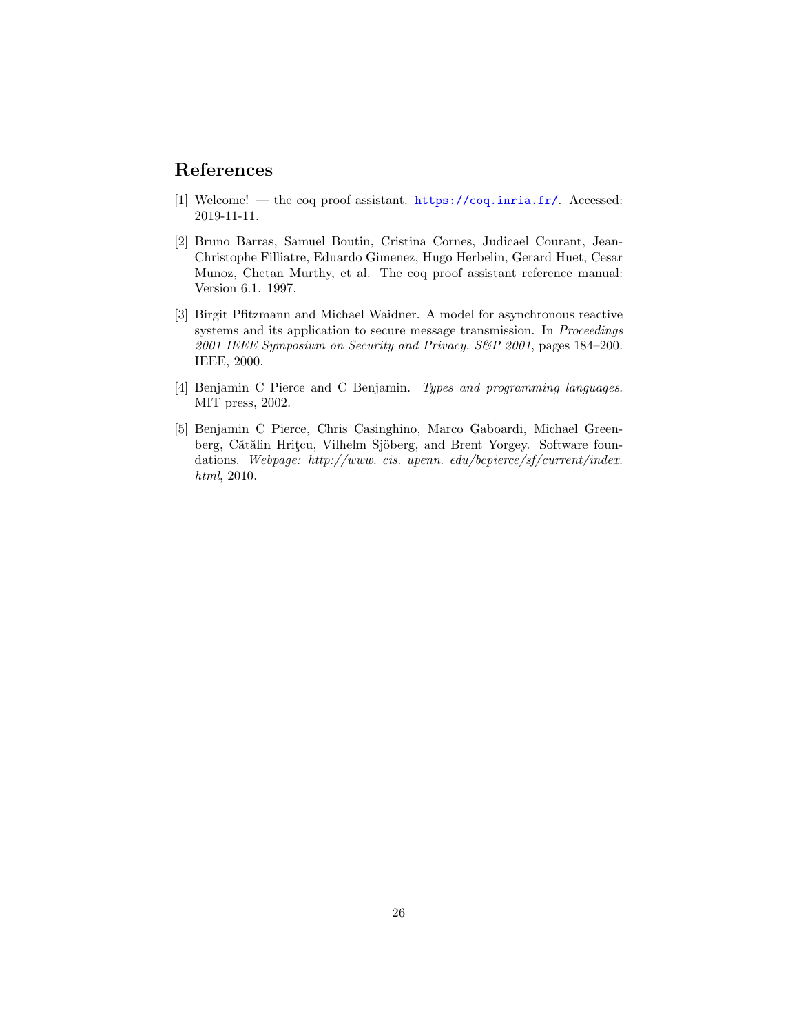## References

[1] Welcome! — the coq proof assistant. https://coq.inria.fr/. Accessed: 2019-11-11.

[2] Bruno Barras, Samuel Boutin, Cristina Cornes, Judicael Courant, Jean-Christophe Filliatre, Eduardo Gimenez, Hugo Herbelin, Gerard Huet, Cesar Munoz, Chetan Murthy, et al. The coq proof assistant reference manual: Version 6.1. 1997.

[3] Birgit Pfitzmann and Michael Waidner. A model for asynchronous reactive systems and its application to secure message transmission. In *Proceedings 2001 IEEE Symposium on Security and Privacy. S&P 2001*, pages 184–200. IEEE, 2000.

[4] Benjamin C Pierce and C Benjamin. *Types and programming languages*. MIT press, 2002.

[5] Benjamin C Pierce, Chris Casinghino, Marco Gaboardi, Michael Greenberg, Cătălin Hriţcu, Vilhelm Sjöberg, and Brent Yorgey. Software foundations. *Webpage: http://www. cis. upenn. edu/bcpierce/sf/current/index. html*, 2010.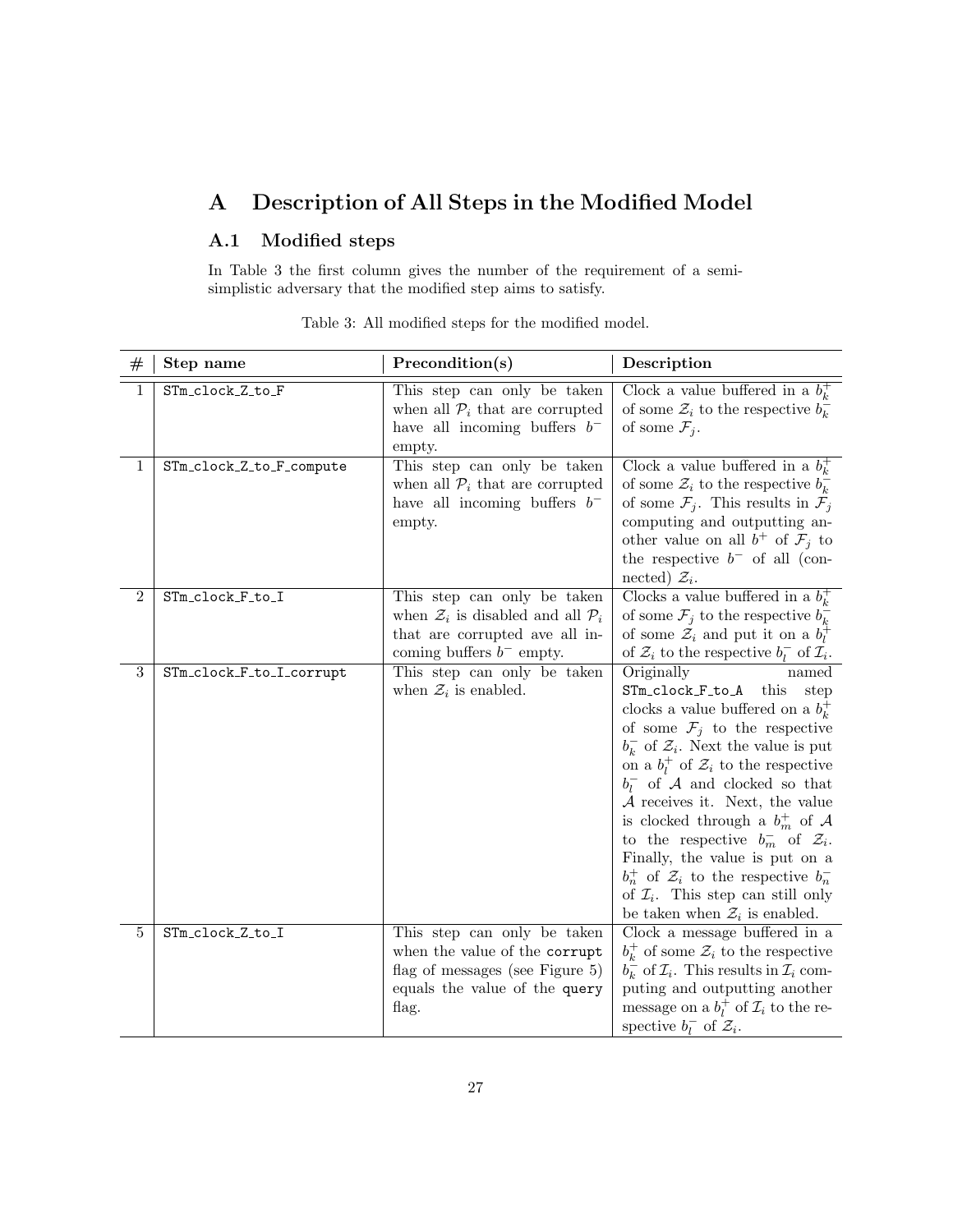# A Description of All Steps in the Modified Model

## A.1 Modified steps

In Table 3 the first column gives the number of the requirement of a semi-simplistic adversary that the modified step aims to satisfy.

Table 3: All modified steps for the modified model.

| # | Step name | Precondition(s) | Description |
|---|---|---|---|
| 1 | `STm_clock_Z_to_F` | This step can only be taken when all $\mathcal{P}_i$ that are corrupted have all incoming buffers $b^-$ empty. | Clock a value buffered in a $b_k^+$ of some $\mathcal{Z}_i$ to the respective $b_k^-$ of some $\mathcal{F}_j$. |
| 1 | `STm_clock_Z_to_F_compute` | This step can only be taken when all $\mathcal{P}_i$ that are corrupted have all incoming buffers $b^-$ empty. | Clock a value buffered in a $b_k^+$ of some $\mathcal{Z}_i$ to the respective $b_k^-$ of some $\mathcal{F}_j$. This results in $\mathcal{F}_j$ computing and outputting another value on all $b^+$ of $\mathcal{F}_j$ to the respective $b^-$ of all (connected) $\mathcal{Z}_i$. |
| 2 | `STm_clock_F_to_I` | This step can only be taken when $\mathcal{Z}_i$ is disabled and all $\mathcal{P}_i$ that are corrupted ave all incoming buffers $b^-$ empty. | Clocks a value buffered in a $b_k^+$ of some $\mathcal{F}_j$ to the respective $b_k^-$ of some $\mathcal{Z}_i$ and put it on a $b_l^+$ of $\mathcal{Z}_i$ to the respective $b_l^-$ of $\mathcal{I}_i$. |
| 3 | `STm_clock_F_to_I_corrupt` | This step can only be taken when $\mathcal{Z}_i$ is enabled. | Originally named `STm_clock_F_to_A` this step clocks a value buffered on a $b_k^+$ of some $\mathcal{F}_j$ to the respective $b_k^-$ of $\mathcal{Z}_i$. Next the value is put on a $b_l^+$ of $\mathcal{Z}_i$ to the respective $b_l^-$ of $\mathcal{A}$ and clocked so that $\mathcal{A}$ receives it. Next, the value is clocked through a $b_m^+$ of $\mathcal{A}$ to the respective $b_m^-$ of $\mathcal{Z}_i$. Finally, the value is put on a $b_n^+$ of $\mathcal{Z}_i$ to the respective $b_n^-$ of $\mathcal{I}_i$. This step can still only be taken when $\mathcal{Z}_i$ is enabled. |
| 5 | `STm_clock_Z_to_I` | This step can only be taken when the value of the `corrupt` flag of messages (see Figure 5) equals the value of the `query` flag. | Clock a message buffered in a $b_k^+$ of some $\mathcal{Z}_i$ to the respective $b_k^-$ of $\mathcal{I}_i$. This results in $\mathcal{I}_i$ computing and outputting another message on a $b_l^+$ of $\mathcal{I}_i$ to the respective $b_l^-$ of $\mathcal{Z}_i$. |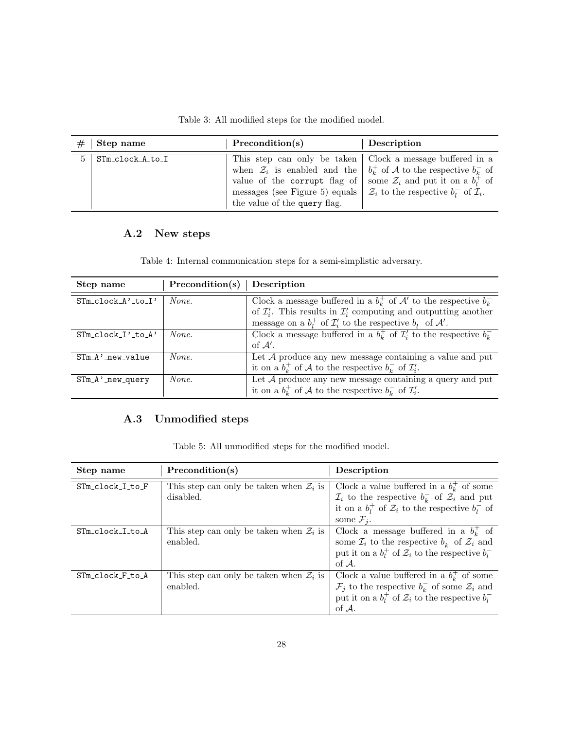Table 3: All modified steps for the modified model.

| # | Step name | Precondition(s) | Description |
|---|---|---|---|
| 5 | STm_clock_A_to_I | This step can only be taken when $\mathcal{Z}_i$ is enabled and the value of the corrupt flag of messages (see Figure 5) equals the value of the query flag. | Clock a message buffered in a $b_k^+$ of $\mathcal{A}$ to the respective $b_k^-$ of some $\mathcal{Z}_i$ and put it on a $b_l^+$ of $\mathcal{Z}_i$ to the respective $b_l^-$ of $\mathcal{I}_i$. |

## A.2 New steps

Table 4: Internal communication steps for a semi-simplistic adversary.

| Step name | Precondition(s) | Description |
|---|---|---|
| STm_clock_A'_to_I' | *None.* | Clock a message buffered in a $b_k^+$ of $\mathcal{A}'$ to the respective $b_k^-$ of $\mathcal{I}_i'$. This results in $\mathcal{I}_i'$ computing and outputting another message on a $b_l^+$ of $\mathcal{I}_i'$ to the respective $b_l^-$ of $\mathcal{A}'$. |
| STm_clock_I'_to_A' | *None.* | Clock a message buffered in a $b_k^+$ of $\mathcal{I}_i'$ to the respective $b_k^-$ of $\mathcal{A}'$. |
| STm_A'_new_value | *None.* | Let $\mathcal{A}$ produce any new message containing a value and put it on a $b_k^+$ of $\mathcal{A}$ to the respective $b_k^-$ of $\mathcal{I}_i'$. |
| STm_A'_new_query | *None.* | Let $\mathcal{A}$ produce any new message containing a query and put it on a $b_k^+$ of $\mathcal{A}$ to the respective $b_k^-$ of $\mathcal{I}_i'$. |

## A.3 Unmodified steps

Table 5: All unmodified steps for the modified model.

| Step name | Precondition(s) | Description |
|---|---|---|
| STm_clock_I_to_F | This step can only be taken when $\mathcal{Z}_i$ is disabled. | Clock a value buffered in a $b_k^+$ of some $\mathcal{I}_i$ to the respective $b_k^-$ of $\mathcal{Z}_i$ and put it on a $b_l^+$ of $\mathcal{Z}_i$ to the respective $b_l^-$ of some $\mathcal{F}_j$. |
| STm_clock_I_to_A | This step can only be taken when $\mathcal{Z}_i$ is enabled. | Clock a message buffered in a $b_k^+$ of some $\mathcal{I}_i$ to the respective $b_k^-$ of $\mathcal{Z}_i$ and put it on a $b_l^+$ of $\mathcal{Z}_i$ to the respective $b_l^-$ of $\mathcal{A}$. |
| STm_clock_F_to_A | This step can only be taken when $\mathcal{Z}_i$ is enabled. | Clock a value buffered in a $b_k^+$ of some $\mathcal{F}_j$ to the respective $b_k^-$ of some $\mathcal{Z}_i$ and put it on a $b_l^+$ of $\mathcal{Z}_i$ to the respective $b_l^-$ of $\mathcal{A}$. |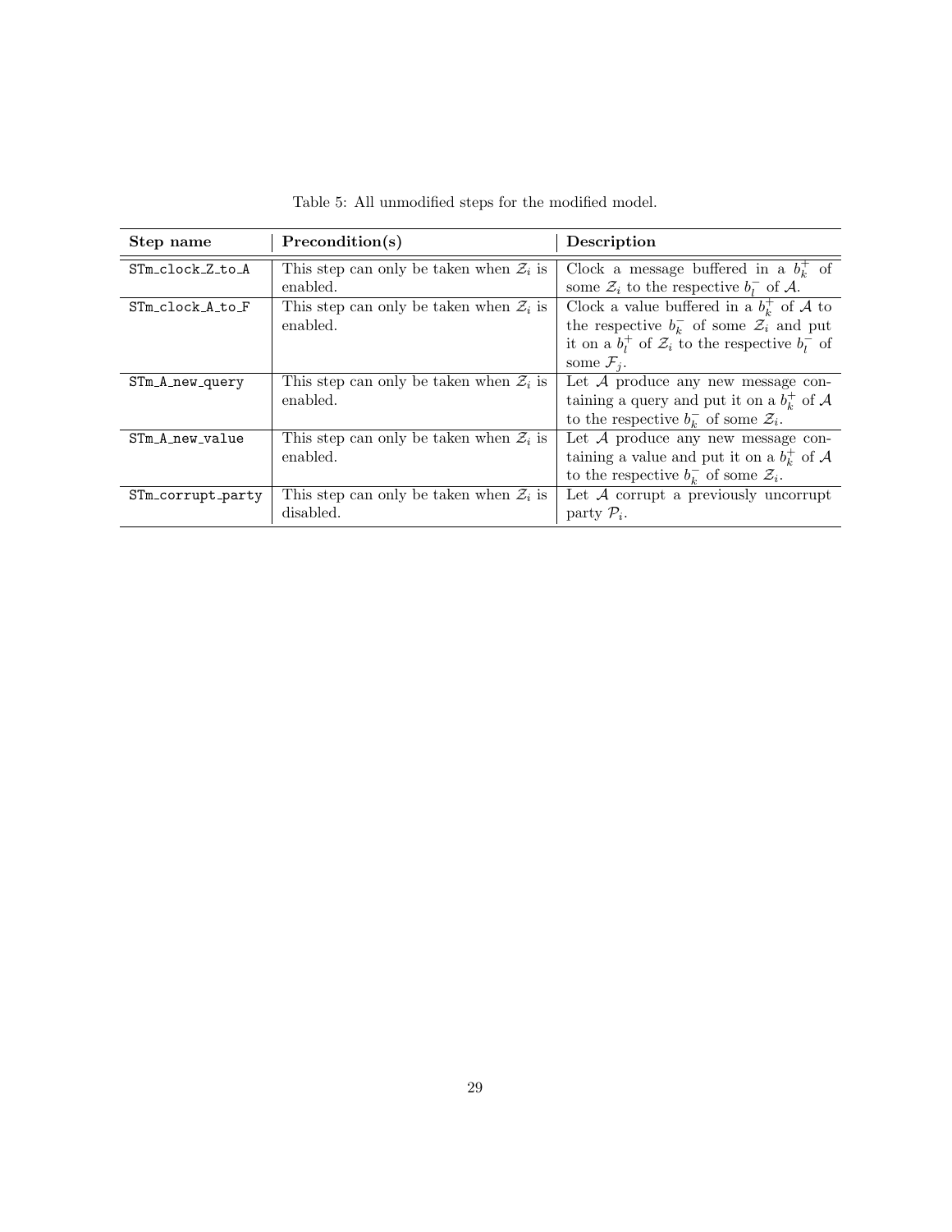Table 5: All unmodified steps for the modified model.

| Step name | Precondition(s) | Description |
|---|---|---|
| `STm_clock_Z_to_A` | This step can only be taken when $\mathcal{Z}_i$ is enabled. | Clock a message buffered in a $b_k^+$ of some $\mathcal{Z}_i$ to the respective $b_l^-$ of $\mathcal{A}$. |
| `STm_clock_A_to_F` | This step can only be taken when $\mathcal{Z}_i$ is enabled. | Clock a value buffered in a $b_k^+$ of $\mathcal{A}$ to the respective $b_k^-$ of some $\mathcal{Z}_i$ and put it on a $b_l^+$ of $\mathcal{Z}_i$ to the respective $b_l^-$ of some $\mathcal{F}_j$. |
| `STm_A_new_query` | This step can only be taken when $\mathcal{Z}_i$ is enabled. | Let $\mathcal{A}$ produce any new message containing a query and put it on a $b_k^+$ of $\mathcal{A}$ to the respective $b_k^-$ of some $\mathcal{Z}_i$. |
| `STm_A_new_value` | This step can only be taken when $\mathcal{Z}_i$ is enabled. | Let $\mathcal{A}$ produce any new message containing a value and put it on a $b_k^+$ of $\mathcal{A}$ to the respective $b_k^-$ of some $\mathcal{Z}_i$. |
| `STm_corrupt_party` | This step can only be taken when $\mathcal{Z}_i$ is disabled. | Let $\mathcal{A}$ corrupt a previously uncorrupt party $\mathcal{P}_i$. |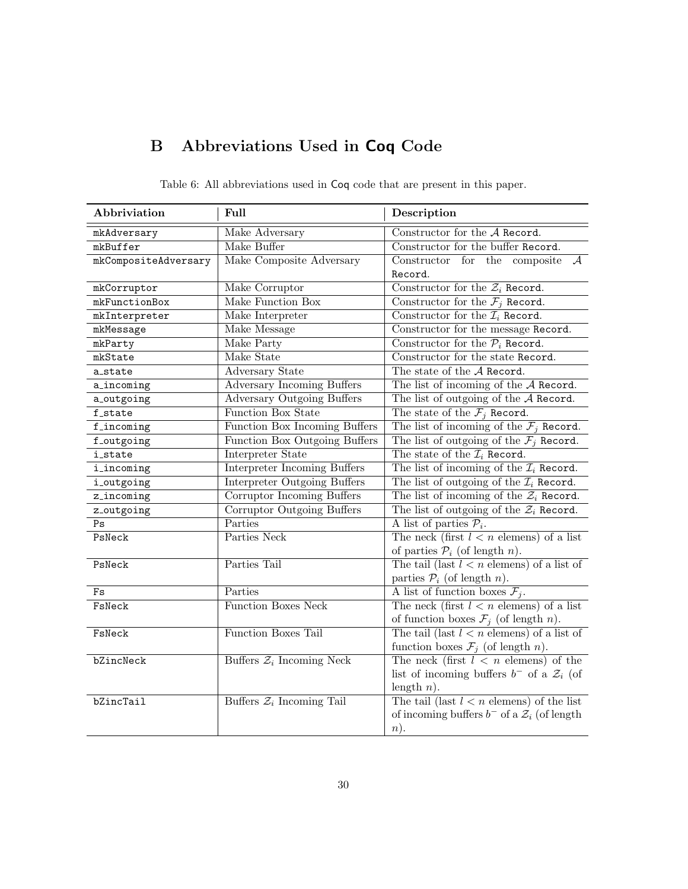## B Abbreviations Used in Coq Code

Table 6: All abbreviations used in Coq code that are present in this paper.

| Abbriviation | Full | Description |
|---|---|---|
| `mkAdversary` | Make Adversary | Constructor for the $\mathcal{A}$ `Record`. |
| `mkBuffer` | Make Buffer | Constructor for the buffer `Record`. |
| `mkCompositeAdversary` | Make Composite Adversary | Constructor for the composite $\mathcal{A}$ `Record`. |
| `mkCorruptor` | Make Corruptor | Constructor for the $\mathcal{Z}_i$ `Record`. |
| `mkFunctionBox` | Make Function Box | Constructor for the $\mathcal{F}_j$ `Record`. |
| `mkInterpreter` | Make Interpreter | Constructor for the $\mathcal{I}_i$ `Record`. |
| `mkMessage` | Make Message | Constructor for the message `Record`. |
| `mkParty` | Make Party | Constructor for the $\mathcal{P}_i$ `Record`. |
| `mkState` | Make State | Constructor for the state `Record`. |
| `a_state` | Adversary State | The state of the $\mathcal{A}$ `Record`. |
| `a_incoming` | Adversary Incoming Buffers | The list of incoming of the $\mathcal{A}$ `Record`. |
| `a_outgoing` | Adversary Outgoing Buffers | The list of outgoing of the $\mathcal{A}$ `Record`. |
| `f_state` | Function Box State | The state of the $\mathcal{F}_j$ `Record`. |
| `f_incoming` | Function Box Incoming Buffers | The list of incoming of the $\mathcal{F}_j$ `Record`. |
| `f_outgoing` | Function Box Outgoing Buffers | The list of outgoing of the $\mathcal{F}_j$ `Record`. |
| `i_state` | Interpreter State | The state of the $\mathcal{I}_i$ `Record`. |
| `i_incoming` | Interpreter Incoming Buffers | The list of incoming of the $\mathcal{I}_i$ `Record`. |
| `i_outgoing` | Interpreter Outgoing Buffers | The list of outgoing of the $\mathcal{I}_i$ `Record`. |
| `z_incoming` | Corruptor Incoming Buffers | The list of incoming of the $\mathcal{Z}_i$ `Record`. |
| `z_outgoing` | Corruptor Outgoing Buffers | The list of outgoing of the $\mathcal{Z}_i$ `Record`. |
| `Ps` | Parties | A list of parties $\mathcal{P}_i$. |
| `PsNeck` | Parties Neck | The neck (first $l < n$ elemens) of a list of parties $\mathcal{P}_i$ (of length $n$). |
| `PsNeck` | Parties Tail | The tail (last $l < n$ elemens) of a list of parties $\mathcal{P}_i$ (of length $n$). |
| `Fs` | Parties | A list of function boxes $\mathcal{F}_j$. |
| `FsNeck` | Function Boxes Neck | The neck (first $l < n$ elemens) of a list of function boxes $\mathcal{F}_j$ (of length $n$). |
| `FsNeck` | Function Boxes Tail | The tail (last $l < n$ elemens) of a list of function boxes $\mathcal{F}_j$ (of length $n$). |
| `bZincNeck` | Buffers $\mathcal{Z}_i$ Incoming Neck | The neck (first $l < n$ elemens) of the list of incoming buffers $b^-$ of a $\mathcal{Z}_i$ (of length $n$). |
| `bZincTail` | Buffers $\mathcal{Z}_i$ Incoming Tail | The tail (last $l < n$ elemens) of the list of incoming buffers $b^-$ of a $\mathcal{Z}_i$ (of length $n$). |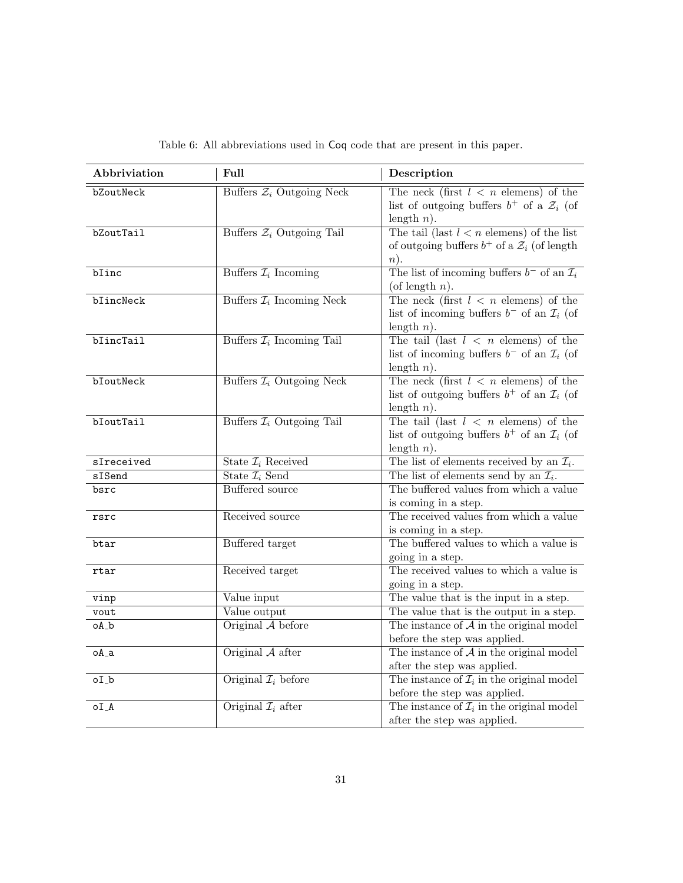Table 6: All abbreviations used in Coq code that are present in this paper.

| Abbriviation | Full | Description |
| --- | --- | --- |
| bZoutNeck | Buffers $\mathcal{Z}_i$ Outgoing Neck | The neck (first $l < n$ elemens) of the list of outgoing buffers $b^+$ of a $\mathcal{Z}_i$ (of length $n$). |
| bZoutTail | Buffers $\mathcal{Z}_i$ Outgoing Tail | The tail (last $l < n$ elemens) of the list of outgoing buffers $b^+$ of a $\mathcal{Z}_i$ (of length $n$). |
| bIinc | Buffers $\mathcal{I}_i$ Incoming | The list of incoming buffers $b^-$ of an $\mathcal{I}_i$ (of length $n$). |
| bIincNeck | Buffers $\mathcal{I}_i$ Incoming Neck | The neck (first $l < n$ elemens) of the list of incoming buffers $b^-$ of an $\mathcal{I}_i$ (of length $n$). |
| bIincTail | Buffers $\mathcal{I}_i$ Incoming Tail | The tail (last $l < n$ elemens) of the list of incoming buffers $b^-$ of an $\mathcal{I}_i$ (of length $n$). |
| bIoutNeck | Buffers $\mathcal{I}_i$ Outgoing Neck | The neck (first $l < n$ elemens) of the list of outgoing buffers $b^+$ of an $\mathcal{I}_i$ (of length $n$). |
| bIoutTail | Buffers $\mathcal{I}_i$ Outgoing Tail | The tail (last $l < n$ elemens) of the list of outgoing buffers $b^+$ of an $\mathcal{I}_i$ (of length $n$). |
| sIreceived | State $\mathcal{I}_i$ Received | The list of elements received by an $\mathcal{I}_i$. |
| sISend | State $\mathcal{I}_i$ Send | The list of elements send by an $\mathcal{I}_i$. |
| bsrc | Buffered source | The buffered values from which a value is coming in a step. |
| rsrc | Received source | The received values from which a value is coming in a step. |
| btar | Buffered target | The buffered values to which a value is going in a step. |
| rtar | Received target | The received values to which a value is going in a step. |
| vinp | Value input | The value that is the input in a step. |
| vout | Value output | The value that is the output in a step. |
| oA_b | Original $\mathcal{A}$ before | The instance of $\mathcal{A}$ in the original model before the step was applied. |
| oA_a | Original $\mathcal{A}$ after | The instance of $\mathcal{A}$ in the original model after the step was applied. |
| oI_b | Original $\mathcal{I}_i$ before | The instance of $\mathcal{I}_i$ in the original model before the step was applied. |
| oI_A | Original $\mathcal{I}_i$ after | The instance of $\mathcal{I}_i$ in the original model after the step was applied. |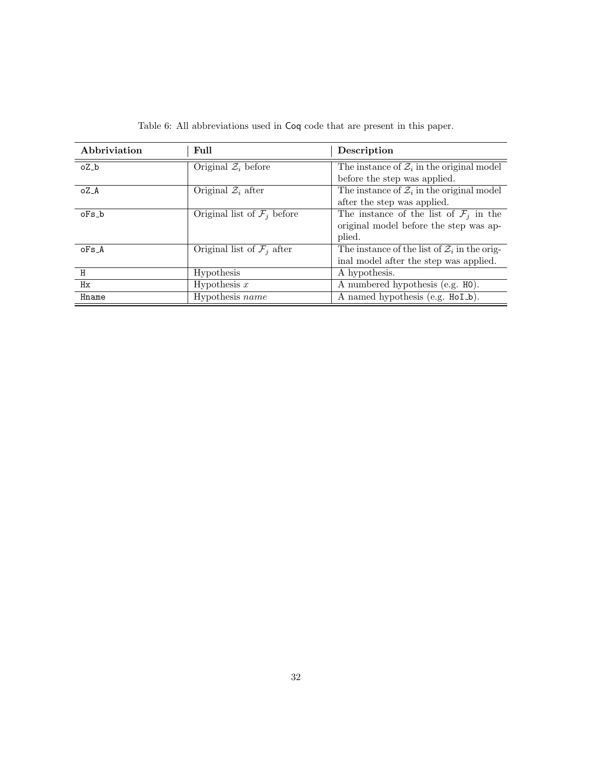Table 6: All abbreviations used in Coq code that are present in this paper.

| Abbriviation | Full | Description |
|---|---|---|
| oZ_b | Original $\mathcal{Z}_i$ before | The instance of $\mathcal{Z}_i$ in the original model before the step was applied. |
| oZ_A | Original $\mathcal{Z}_i$ after | The instance of $\mathcal{Z}_i$ in the original model after the step was applied. |
| oFs_b | Original list of $\mathcal{F}_j$ before | The instance of the list of $\mathcal{F}_j$ in the original model before the step was applied. |
| oFs_A | Original list of $\mathcal{F}_j$ after | The instance of the list of $\mathcal{Z}_i$ in the original model after the step was applied. |
| H | Hypothesis | A hypothesis. |
| Hx | Hypothesis $x$ | A numbered hypothesis (e.g. H0). |
| Hname | Hypothesis *name* | A named hypothesis (e.g. HoI_b). |